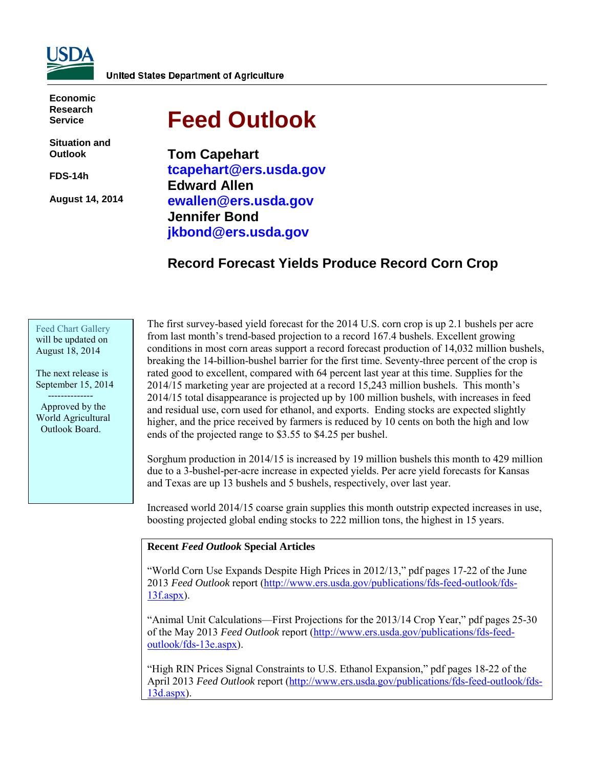United States Department of Agriculture

Economic Research Service

Situation and Outlook

FDS-14h

August 14, 2014

# Feed Outlook

**Tom Capehart**
**tcapehart@ers.usda.gov**
**Edward Allen**
**ewallen@ers.usda.gov**
**Jennifer Bond**
**jkbond@ers.usda.gov**

## Record Forecast Yields Produce Record Corn Crop

Feed Chart Gallery will be updated on August 18, 2014

The next release is September 15, 2014

--------------

Approved by the World Agricultural Outlook Board.

The first survey-based yield forecast for the 2014 U.S. corn crop is up 2.1 bushels per acre from last month's trend-based projection to a record 167.4 bushels. Excellent growing conditions in most corn areas support a record forecast production of 14,032 million bushels, breaking the 14-billion-bushel barrier for the first time. Seventy-three percent of the crop is rated good to excellent, compared with 64 percent last year at this time. Supplies for the 2014/15 marketing year are projected at a record 15,243 million bushels. This month's 2014/15 total disappearance is projected up by 100 million bushels, with increases in feed and residual use, corn used for ethanol, and exports. Ending stocks are expected slightly higher, and the price received by farmers is reduced by 10 cents on both the high and low ends of the projected range to $3.55 to $4.25 per bushel.

Sorghum production in 2014/15 is increased by 19 million bushels this month to 429 million due to a 3-bushel-per-acre increase in expected yields. Per acre yield forecasts for Kansas and Texas are up 13 bushels and 5 bushels, respectively, over last year.

Increased world 2014/15 coarse grain supplies this month outstrip expected increases in use, boosting projected global ending stocks to 222 million tons, the highest in 15 years.

**Recent *Feed Outlook* Special Articles**

"World Corn Use Expands Despite High Prices in 2012/13," pdf pages 17-22 of the June 2013 *Feed Outlook* report (http://www.ers.usda.gov/publications/fds-feed-outlook/fds-13f.aspx).

"Animal Unit Calculations—First Projections for the 2013/14 Crop Year," pdf pages 25-30 of the May 2013 *Feed Outlook* report (http://www.ers.usda.gov/publications/fds-feed-outlook/fds-13e.aspx).

"High RIN Prices Signal Constraints to U.S. Ethanol Expansion," pdf pages 18-22 of the April 2013 *Feed Outlook* report (http://www.ers.usda.gov/publications/fds-feed-outlook/fds-13d.aspx).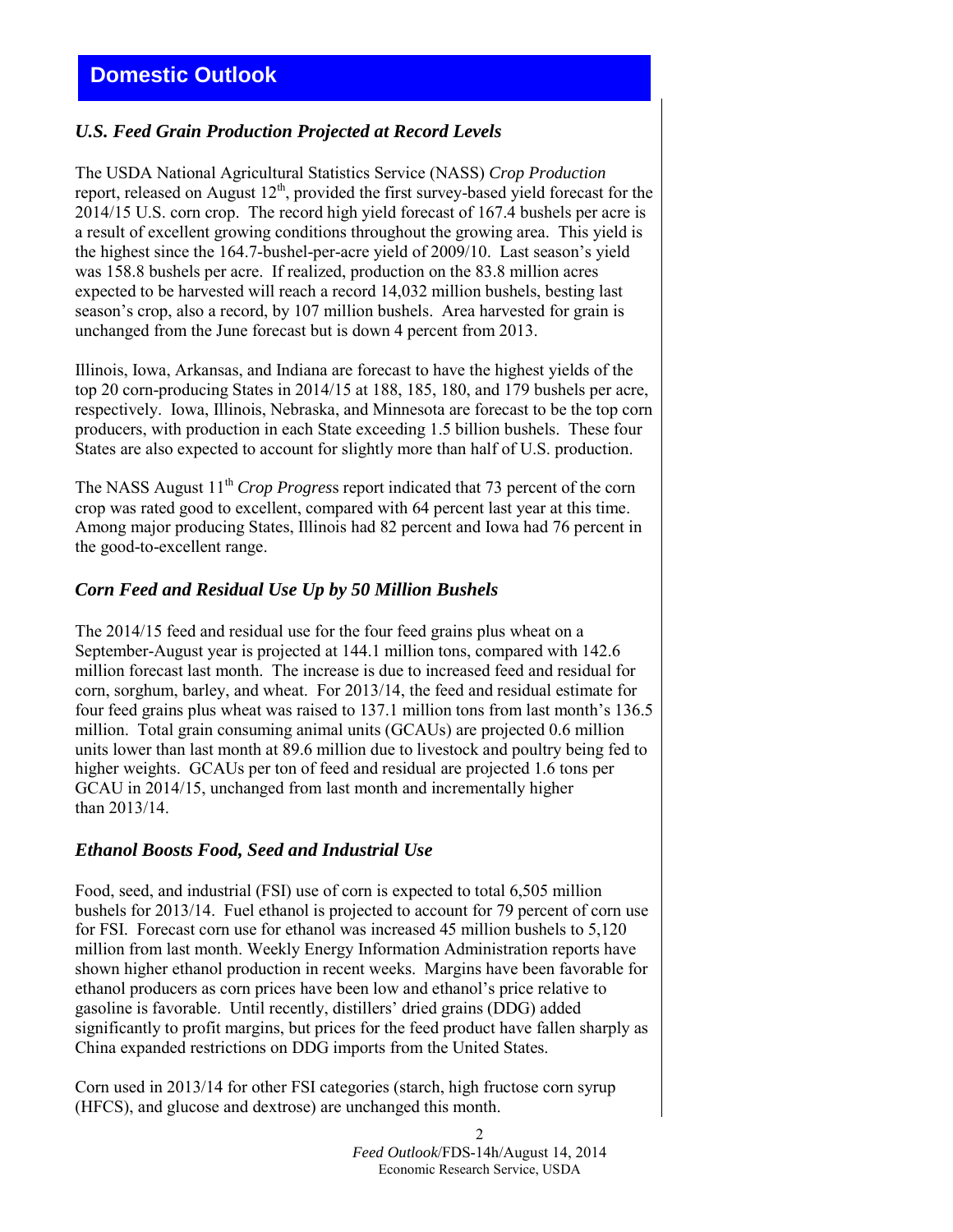# Domestic Outlook

### *U.S. Feed Grain Production Projected at Record Levels*

The USDA National Agricultural Statistics Service (NASS) *Crop Production* report, released on August 12th, provided the first survey-based yield forecast for the 2014/15 U.S. corn crop. The record high yield forecast of 167.4 bushels per acre is a result of excellent growing conditions throughout the growing area. This yield is the highest since the 164.7-bushel-per-acre yield of 2009/10. Last season's yield was 158.8 bushels per acre. If realized, production on the 83.8 million acres expected to be harvested will reach a record 14,032 million bushels, besting last season's crop, also a record, by 107 million bushels. Area harvested for grain is unchanged from the June forecast but is down 4 percent from 2013.

Illinois, Iowa, Arkansas, and Indiana are forecast to have the highest yields of the top 20 corn-producing States in 2014/15 at 188, 185, 180, and 179 bushels per acre, respectively. Iowa, Illinois, Nebraska, and Minnesota are forecast to be the top corn producers, with production in each State exceeding 1.5 billion bushels. These four States are also expected to account for slightly more than half of U.S. production.

The NASS August 11th *Crop Progress* report indicated that 73 percent of the corn crop was rated good to excellent, compared with 64 percent last year at this time. Among major producing States, Illinois had 82 percent and Iowa had 76 percent in the good-to-excellent range.

### *Corn Feed and Residual Use Up by 50 Million Bushels*

The 2014/15 feed and residual use for the four feed grains plus wheat on a September-August year is projected at 144.1 million tons, compared with 142.6 million forecast last month. The increase is due to increased feed and residual for corn, sorghum, barley, and wheat. For 2013/14, the feed and residual estimate for four feed grains plus wheat was raised to 137.1 million tons from last month's 136.5 million. Total grain consuming animal units (GCAUs) are projected 0.6 million units lower than last month at 89.6 million due to livestock and poultry being fed to higher weights. GCAUs per ton of feed and residual are projected 1.6 tons per GCAU in 2014/15, unchanged from last month and incrementally higher than 2013/14.

### *Ethanol Boosts Food, Seed and Industrial Use*

Food, seed, and industrial (FSI) use of corn is expected to total 6,505 million bushels for 2013/14. Fuel ethanol is projected to account for 79 percent of corn use for FSI. Forecast corn use for ethanol was increased 45 million bushels to 5,120 million from last month. Weekly Energy Information Administration reports have shown higher ethanol production in recent weeks. Margins have been favorable for ethanol producers as corn prices have been low and ethanol's price relative to gasoline is favorable. Until recently, distillers' dried grains (DDG) added significantly to profit margins, but prices for the feed product have fallen sharply as China expanded restrictions on DDG imports from the United States.

Corn used in 2013/14 for other FSI categories (starch, high fructose corn syrup (HFCS), and glucose and dextrose) are unchanged this month.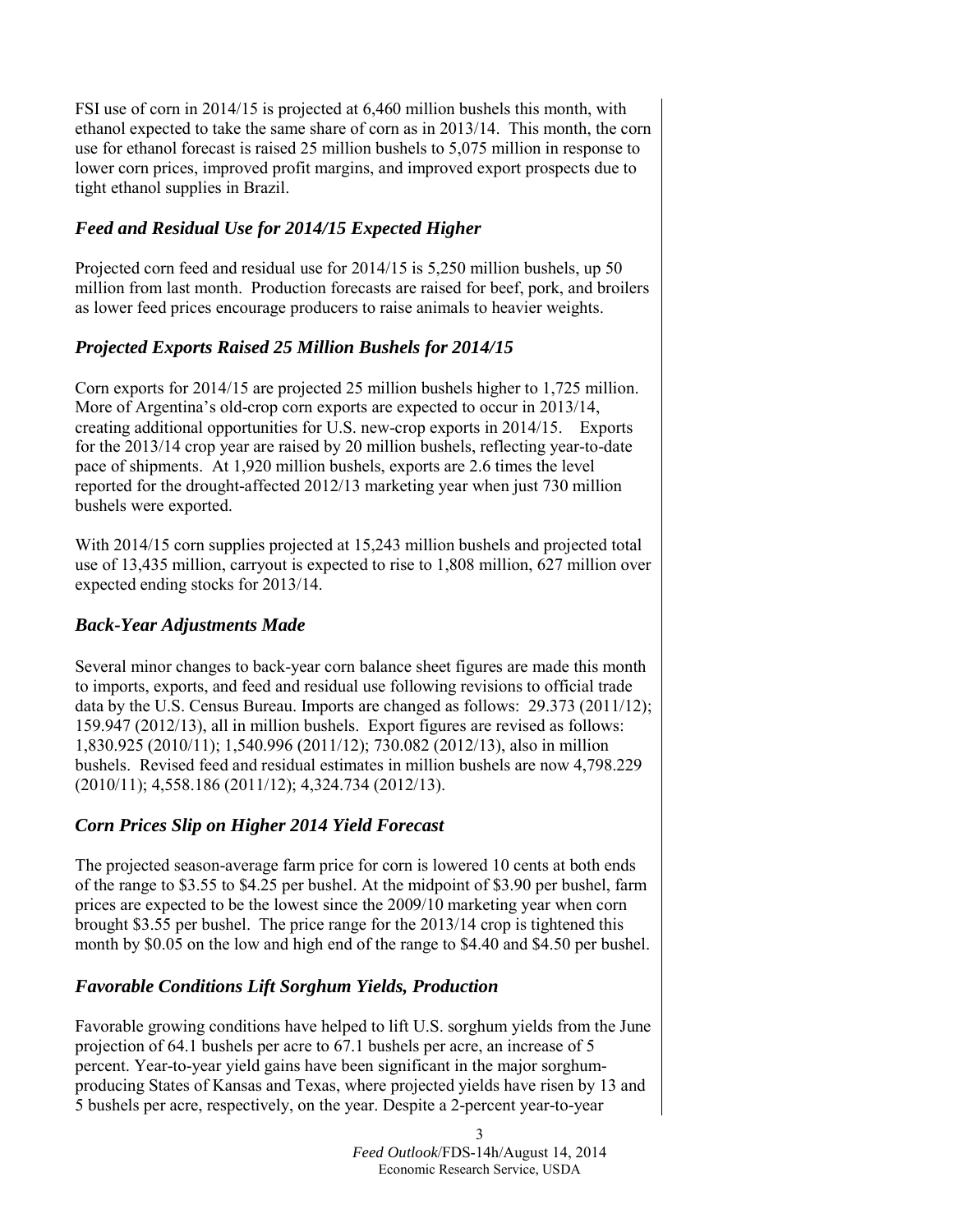FSI use of corn in 2014/15 is projected at 6,460 million bushels this month, with ethanol expected to take the same share of corn as in 2013/14. This month, the corn use for ethanol forecast is raised 25 million bushels to 5,075 million in response to lower corn prices, improved profit margins, and improved export prospects due to tight ethanol supplies in Brazil.

### *Feed and Residual Use for 2014/15 Expected Higher*

Projected corn feed and residual use for 2014/15 is 5,250 million bushels, up 50 million from last month. Production forecasts are raised for beef, pork, and broilers as lower feed prices encourage producers to raise animals to heavier weights.

### *Projected Exports Raised 25 Million Bushels for 2014/15*

Corn exports for 2014/15 are projected 25 million bushels higher to 1,725 million. More of Argentina's old-crop corn exports are expected to occur in 2013/14, creating additional opportunities for U.S. new-crop exports in 2014/15. Exports for the 2013/14 crop year are raised by 20 million bushels, reflecting year-to-date pace of shipments. At 1,920 million bushels, exports are 2.6 times the level reported for the drought-affected 2012/13 marketing year when just 730 million bushels were exported.

With 2014/15 corn supplies projected at 15,243 million bushels and projected total use of 13,435 million, carryout is expected to rise to 1,808 million, 627 million over expected ending stocks for 2013/14.

### *Back-Year Adjustments Made*

Several minor changes to back-year corn balance sheet figures are made this month to imports, exports, and feed and residual use following revisions to official trade data by the U.S. Census Bureau. Imports are changed as follows: 29.373 (2011/12); 159.947 (2012/13), all in million bushels. Export figures are revised as follows: 1,830.925 (2010/11); 1,540.996 (2011/12); 730.082 (2012/13), also in million bushels. Revised feed and residual estimates in million bushels are now 4,798.229 (2010/11); 4,558.186 (2011/12); 4,324.734 (2012/13).

### *Corn Prices Slip on Higher 2014 Yield Forecast*

The projected season-average farm price for corn is lowered 10 cents at both ends of the range to $3.55 to $4.25 per bushel. At the midpoint of $3.90 per bushel, farm prices are expected to be the lowest since the 2009/10 marketing year when corn brought $3.55 per bushel. The price range for the 2013/14 crop is tightened this month by $0.05 on the low and high end of the range to $4.40 and $4.50 per bushel.

### *Favorable Conditions Lift Sorghum Yields, Production*

Favorable growing conditions have helped to lift U.S. sorghum yields from the June projection of 64.1 bushels per acre to 67.1 bushels per acre, an increase of 5 percent. Year-to-year yield gains have been significant in the major sorghum-producing States of Kansas and Texas, where projected yields have risen by 13 and 5 bushels per acre, respectively, on the year. Despite a 2-percent year-to-year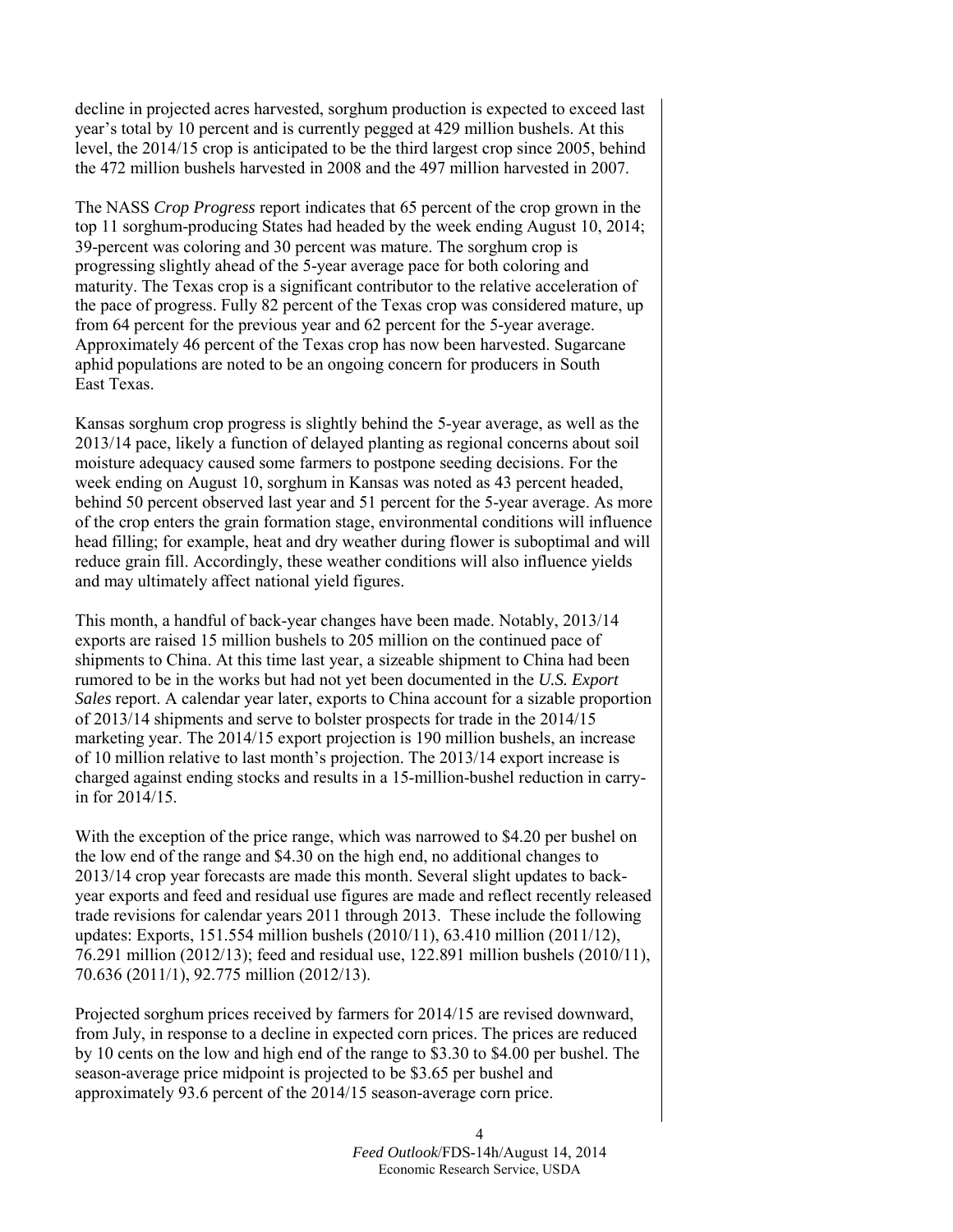decline in projected acres harvested, sorghum production is expected to exceed last year's total by 10 percent and is currently pegged at 429 million bushels. At this level, the 2014/15 crop is anticipated to be the third largest crop since 2005, behind the 472 million bushels harvested in 2008 and the 497 million harvested in 2007.

The NASS *Crop Progress* report indicates that 65 percent of the crop grown in the top 11 sorghum-producing States had headed by the week ending August 10, 2014; 39-percent was coloring and 30 percent was mature. The sorghum crop is progressing slightly ahead of the 5-year average pace for both coloring and maturity. The Texas crop is a significant contributor to the relative acceleration of the pace of progress. Fully 82 percent of the Texas crop was considered mature, up from 64 percent for the previous year and 62 percent for the 5-year average. Approximately 46 percent of the Texas crop has now been harvested. Sugarcane aphid populations are noted to be an ongoing concern for producers in South East Texas.

Kansas sorghum crop progress is slightly behind the 5-year average, as well as the 2013/14 pace, likely a function of delayed planting as regional concerns about soil moisture adequacy caused some farmers to postpone seeding decisions. For the week ending on August 10, sorghum in Kansas was noted as 43 percent headed, behind 50 percent observed last year and 51 percent for the 5-year average. As more of the crop enters the grain formation stage, environmental conditions will influence head filling; for example, heat and dry weather during flower is suboptimal and will reduce grain fill. Accordingly, these weather conditions will also influence yields and may ultimately affect national yield figures.

This month, a handful of back-year changes have been made. Notably, 2013/14 exports are raised 15 million bushels to 205 million on the continued pace of shipments to China. At this time last year, a sizeable shipment to China had been rumored to be in the works but had not yet been documented in the *U.S. Export Sales* report. A calendar year later, exports to China account for a sizable proportion of 2013/14 shipments and serve to bolster prospects for trade in the 2014/15 marketing year. The 2014/15 export projection is 190 million bushels, an increase of 10 million relative to last month's projection. The 2013/14 export increase is charged against ending stocks and results in a 15-million-bushel reduction in carry-in for 2014/15.

With the exception of the price range, which was narrowed to $4.20 per bushel on the low end of the range and $4.30 on the high end, no additional changes to 2013/14 crop year forecasts are made this month. Several slight updates to back-year exports and feed and residual use figures are made and reflect recently released trade revisions for calendar years 2011 through 2013. These include the following updates: Exports, 151.554 million bushels (2010/11), 63.410 million (2011/12), 76.291 million (2012/13); feed and residual use, 122.891 million bushels (2010/11), 70.636 (2011/1), 92.775 million (2012/13).

Projected sorghum prices received by farmers for 2014/15 are revised downward, from July, in response to a decline in expected corn prices. The prices are reduced by 10 cents on the low and high end of the range to $3.30 to $4.00 per bushel. The season-average price midpoint is projected to be $3.65 per bushel and approximately 93.6 percent of the 2014/15 season-average corn price.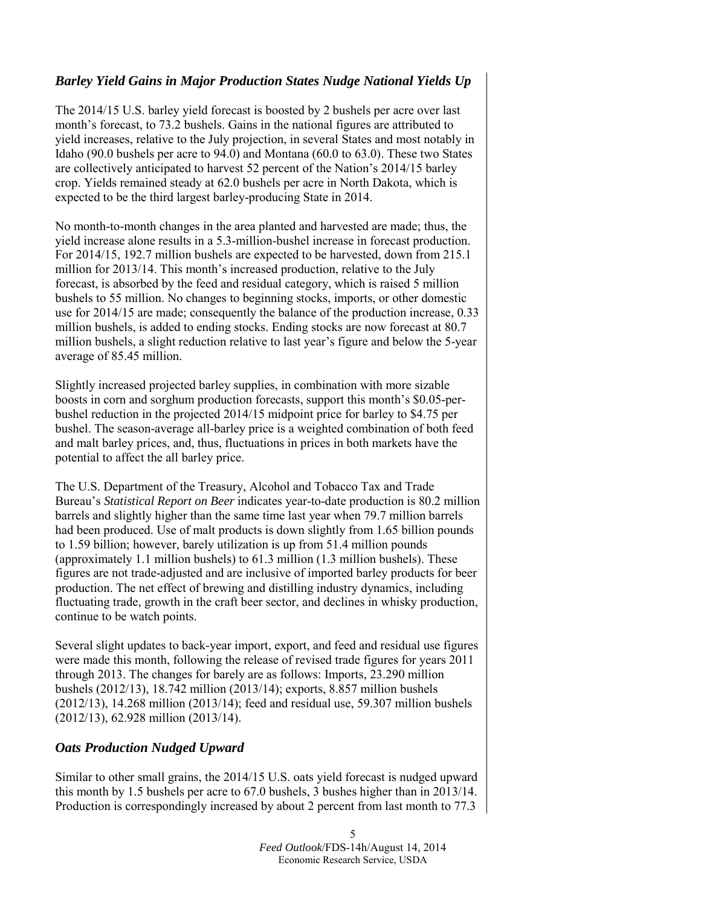### *Barley Yield Gains in Major Production States Nudge National Yields Up*

The 2014/15 U.S. barley yield forecast is boosted by 2 bushels per acre over last month's forecast, to 73.2 bushels. Gains in the national figures are attributed to yield increases, relative to the July projection, in several States and most notably in Idaho (90.0 bushels per acre to 94.0) and Montana (60.0 to 63.0). These two States are collectively anticipated to harvest 52 percent of the Nation's 2014/15 barley crop. Yields remained steady at 62.0 bushels per acre in North Dakota, which is expected to be the third largest barley-producing State in 2014.

No month-to-month changes in the area planted and harvested are made; thus, the yield increase alone results in a 5.3-million-bushel increase in forecast production. For 2014/15, 192.7 million bushels are expected to be harvested, down from 215.1 million for 2013/14. This month's increased production, relative to the July forecast, is absorbed by the feed and residual category, which is raised 5 million bushels to 55 million. No changes to beginning stocks, imports, or other domestic use for 2014/15 are made; consequently the balance of the production increase, 0.33 million bushels, is added to ending stocks. Ending stocks are now forecast at 80.7 million bushels, a slight reduction relative to last year's figure and below the 5-year average of 85.45 million.

Slightly increased projected barley supplies, in combination with more sizable boosts in corn and sorghum production forecasts, support this month's \$0.05-per-bushel reduction in the projected 2014/15 midpoint price for barley to \$4.75 per bushel. The season-average all-barley price is a weighted combination of both feed and malt barley prices, and, thus, fluctuations in prices in both markets have the potential to affect the all barley price.

The U.S. Department of the Treasury, Alcohol and Tobacco Tax and Trade Bureau's *Statistical Report on Beer* indicates year-to-date production is 80.2 million barrels and slightly higher than the same time last year when 79.7 million barrels had been produced. Use of malt products is down slightly from 1.65 billion pounds to 1.59 billion; however, barely utilization is up from 51.4 million pounds (approximately 1.1 million bushels) to 61.3 million (1.3 million bushels). These figures are not trade-adjusted and are inclusive of imported barley products for beer production. The net effect of brewing and distilling industry dynamics, including fluctuating trade, growth in the craft beer sector, and declines in whisky production, continue to be watch points.

Several slight updates to back-year import, export, and feed and residual use figures were made this month, following the release of revised trade figures for years 2011 through 2013. The changes for barely are as follows: Imports, 23.290 million bushels (2012/13), 18.742 million (2013/14); exports, 8.857 million bushels (2012/13), 14.268 million (2013/14); feed and residual use, 59.307 million bushels (2012/13), 62.928 million (2013/14).

### *Oats Production Nudged Upward*

Similar to other small grains, the 2014/15 U.S. oats yield forecast is nudged upward this month by 1.5 bushels per acre to 67.0 bushels, 3 bushes higher than in 2013/14. Production is correspondingly increased by about 2 percent from last month to 77.3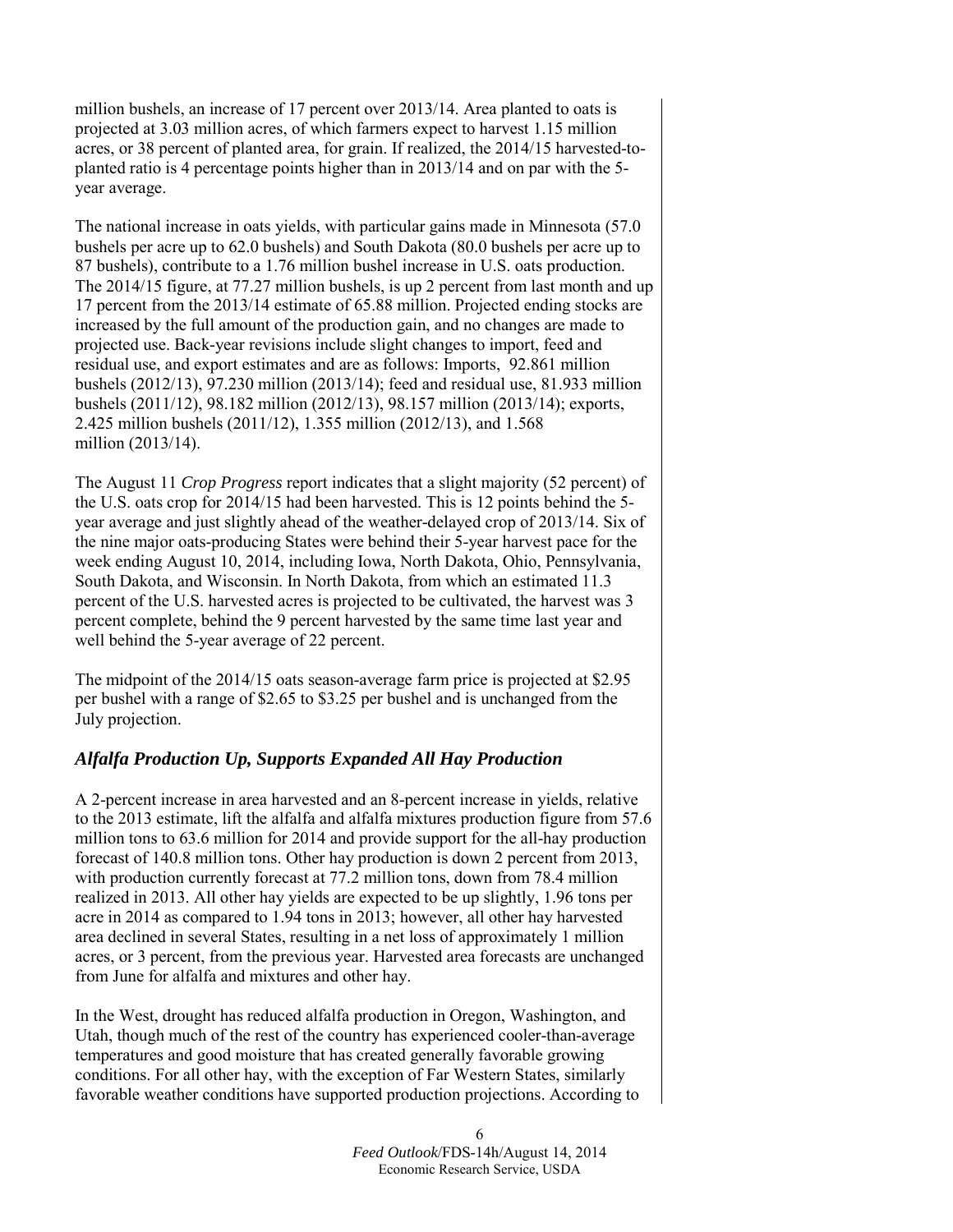million bushels, an increase of 17 percent over 2013/14. Area planted to oats is projected at 3.03 million acres, of which farmers expect to harvest 1.15 million acres, or 38 percent of planted area, for grain. If realized, the 2014/15 harvested-to-planted ratio is 4 percentage points higher than in 2013/14 and on par with the 5-year average.

The national increase in oats yields, with particular gains made in Minnesota (57.0 bushels per acre up to 62.0 bushels) and South Dakota (80.0 bushels per acre up to 87 bushels), contribute to a 1.76 million bushel increase in U.S. oats production. The 2014/15 figure, at 77.27 million bushels, is up 2 percent from last month and up 17 percent from the 2013/14 estimate of 65.88 million. Projected ending stocks are increased by the full amount of the production gain, and no changes are made to projected use. Back-year revisions include slight changes to import, feed and residual use, and export estimates and are as follows: Imports, 92.861 million bushels (2012/13), 97.230 million (2013/14); feed and residual use, 81.933 million bushels (2011/12), 98.182 million (2012/13), 98.157 million (2013/14); exports, 2.425 million bushels (2011/12), 1.355 million (2012/13), and 1.568 million (2013/14).

The August 11 *Crop Progress* report indicates that a slight majority (52 percent) of the U.S. oats crop for 2014/15 had been harvested. This is 12 points behind the 5-year average and just slightly ahead of the weather-delayed crop of 2013/14. Six of the nine major oats-producing States were behind their 5-year harvest pace for the week ending August 10, 2014, including Iowa, North Dakota, Ohio, Pennsylvania, South Dakota, and Wisconsin. In North Dakota, from which an estimated 11.3 percent of the U.S. harvested acres is projected to be cultivated, the harvest was 3 percent complete, behind the 9 percent harvested by the same time last year and well behind the 5-year average of 22 percent.

The midpoint of the 2014/15 oats season-average farm price is projected at $2.95 per bushel with a range of $2.65 to $3.25 per bushel and is unchanged from the July projection.

### *Alfalfa Production Up, Supports Expanded All Hay Production*

A 2-percent increase in area harvested and an 8-percent increase in yields, relative to the 2013 estimate, lift the alfalfa and alfalfa mixtures production figure from 57.6 million tons to 63.6 million for 2014 and provide support for the all-hay production forecast of 140.8 million tons. Other hay production is down 2 percent from 2013, with production currently forecast at 77.2 million tons, down from 78.4 million realized in 2013. All other hay yields are expected to be up slightly, 1.96 tons per acre in 2014 as compared to 1.94 tons in 2013; however, all other hay harvested area declined in several States, resulting in a net loss of approximately 1 million acres, or 3 percent, from the previous year. Harvested area forecasts are unchanged from June for alfalfa and mixtures and other hay.

In the West, drought has reduced alfalfa production in Oregon, Washington, and Utah, though much of the rest of the country has experienced cooler-than-average temperatures and good moisture that has created generally favorable growing conditions. For all other hay, with the exception of Far Western States, similarly favorable weather conditions have supported production projections. According to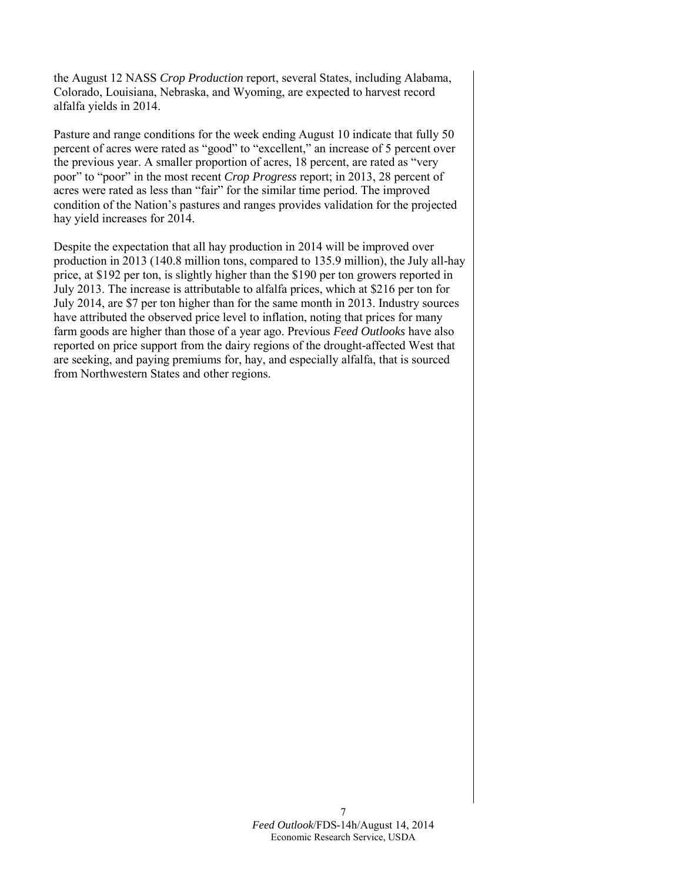the August 12 NASS *Crop Production* report, several States, including Alabama, Colorado, Louisiana, Nebraska, and Wyoming, are expected to harvest record alfalfa yields in 2014.

Pasture and range conditions for the week ending August 10 indicate that fully 50 percent of acres were rated as "good" to "excellent," an increase of 5 percent over the previous year. A smaller proportion of acres, 18 percent, are rated as "very poor" to "poor" in the most recent *Crop Progress* report; in 2013, 28 percent of acres were rated as less than "fair" for the similar time period. The improved condition of the Nation's pastures and ranges provides validation for the projected hay yield increases for 2014.

Despite the expectation that all hay production in 2014 will be improved over production in 2013 (140.8 million tons, compared to 135.9 million), the July all-hay price, at $192 per ton, is slightly higher than the $190 per ton growers reported in July 2013. The increase is attributable to alfalfa prices, which at $216 per ton for July 2014, are $7 per ton higher than for the same month in 2013. Industry sources have attributed the observed price level to inflation, noting that prices for many farm goods are higher than those of a year ago. Previous *Feed Outlooks* have also reported on price support from the dairy regions of the drought-affected West that are seeking, and paying premiums for, hay, and especially alfalfa, that is sourced from Northwestern States and other regions.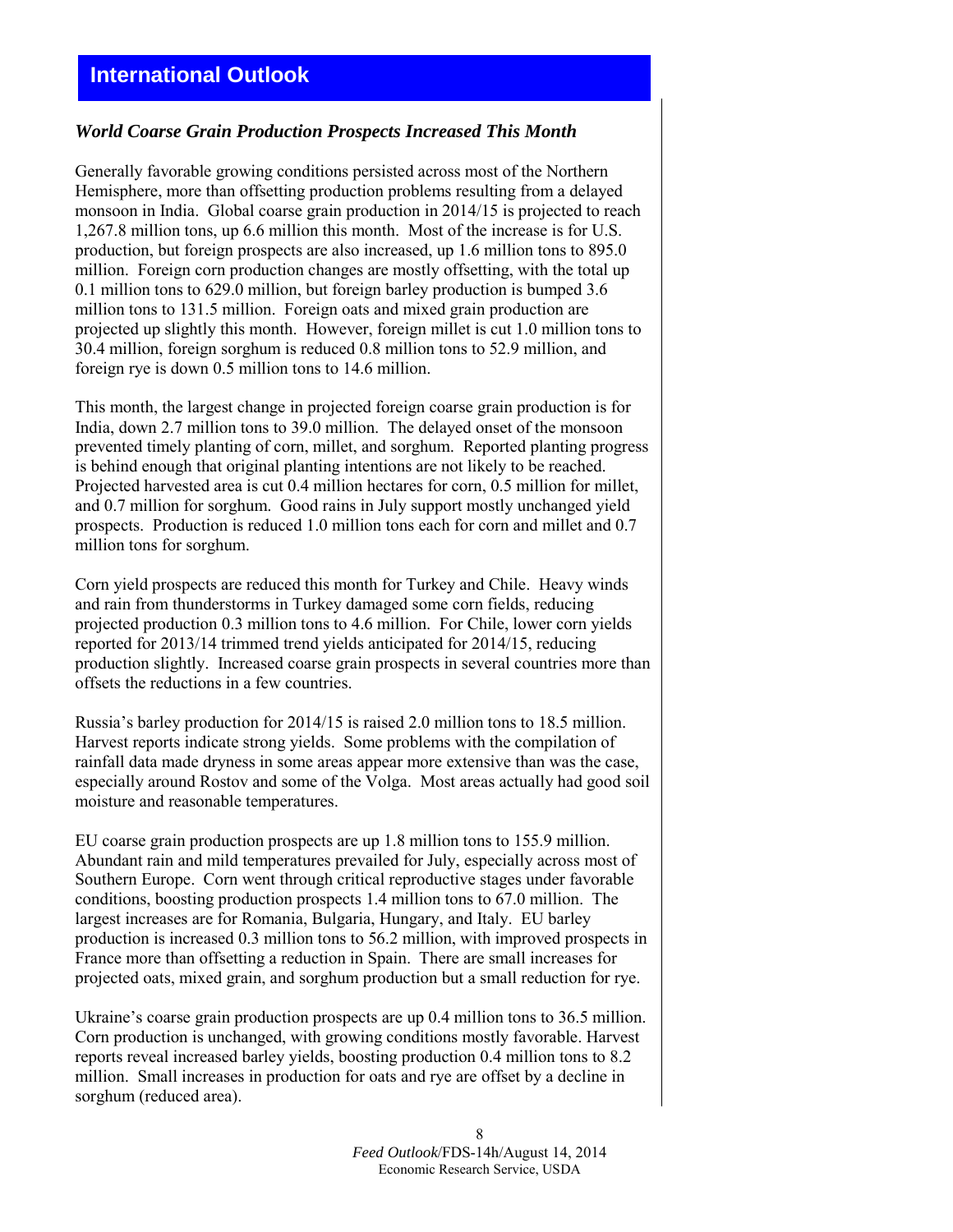# International Outlook

### *World Coarse Grain Production Prospects Increased This Month*

Generally favorable growing conditions persisted across most of the Northern Hemisphere, more than offsetting production problems resulting from a delayed monsoon in India. Global coarse grain production in 2014/15 is projected to reach 1,267.8 million tons, up 6.6 million this month. Most of the increase is for U.S. production, but foreign prospects are also increased, up 1.6 million tons to 895.0 million. Foreign corn production changes are mostly offsetting, with the total up 0.1 million tons to 629.0 million, but foreign barley production is bumped 3.6 million tons to 131.5 million. Foreign oats and mixed grain production are projected up slightly this month. However, foreign millet is cut 1.0 million tons to 30.4 million, foreign sorghum is reduced 0.8 million tons to 52.9 million, and foreign rye is down 0.5 million tons to 14.6 million.

This month, the largest change in projected foreign coarse grain production is for India, down 2.7 million tons to 39.0 million. The delayed onset of the monsoon prevented timely planting of corn, millet, and sorghum. Reported planting progress is behind enough that original planting intentions are not likely to be reached. Projected harvested area is cut 0.4 million hectares for corn, 0.5 million for millet, and 0.7 million for sorghum. Good rains in July support mostly unchanged yield prospects. Production is reduced 1.0 million tons each for corn and millet and 0.7 million tons for sorghum.

Corn yield prospects are reduced this month for Turkey and Chile. Heavy winds and rain from thunderstorms in Turkey damaged some corn fields, reducing projected production 0.3 million tons to 4.6 million. For Chile, lower corn yields reported for 2013/14 trimmed trend yields anticipated for 2014/15, reducing production slightly. Increased coarse grain prospects in several countries more than offsets the reductions in a few countries.

Russia's barley production for 2014/15 is raised 2.0 million tons to 18.5 million. Harvest reports indicate strong yields. Some problems with the compilation of rainfall data made dryness in some areas appear more extensive than was the case, especially around Rostov and some of the Volga. Most areas actually had good soil moisture and reasonable temperatures.

EU coarse grain production prospects are up 1.8 million tons to 155.9 million. Abundant rain and mild temperatures prevailed for July, especially across most of Southern Europe. Corn went through critical reproductive stages under favorable conditions, boosting production prospects 1.4 million tons to 67.0 million. The largest increases are for Romania, Bulgaria, Hungary, and Italy. EU barley production is increased 0.3 million tons to 56.2 million, with improved prospects in France more than offsetting a reduction in Spain. There are small increases for projected oats, mixed grain, and sorghum production but a small reduction for rye.

Ukraine's coarse grain production prospects are up 0.4 million tons to 36.5 million. Corn production is unchanged, with growing conditions mostly favorable. Harvest reports reveal increased barley yields, boosting production 0.4 million tons to 8.2 million. Small increases in production for oats and rye are offset by a decline in sorghum (reduced area).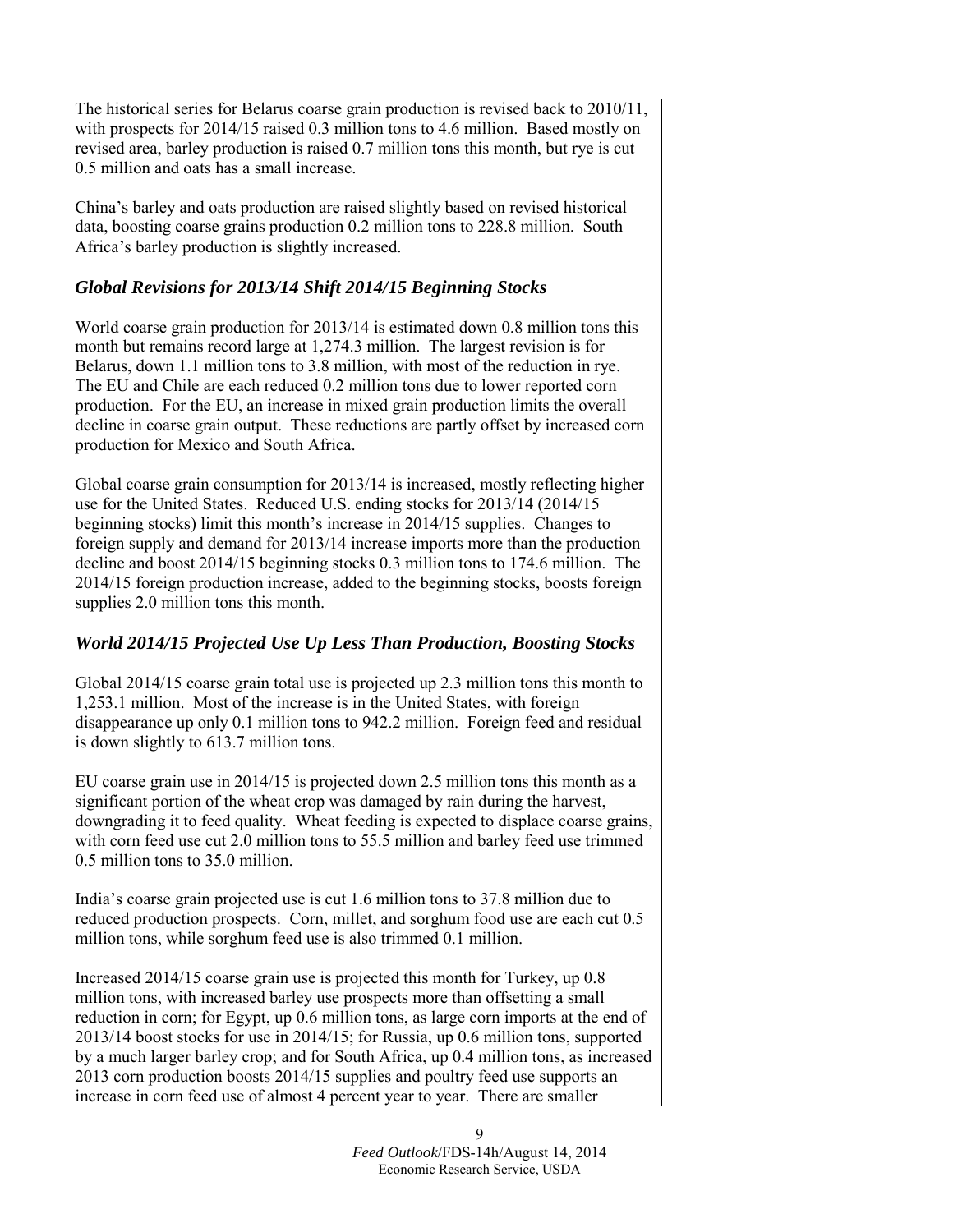The historical series for Belarus coarse grain production is revised back to 2010/11, with prospects for 2014/15 raised 0.3 million tons to 4.6 million. Based mostly on revised area, barley production is raised 0.7 million tons this month, but rye is cut 0.5 million and oats has a small increase.

China's barley and oats production are raised slightly based on revised historical data, boosting coarse grains production 0.2 million tons to 228.8 million. South Africa's barley production is slightly increased.

### *Global Revisions for 2013/14 Shift 2014/15 Beginning Stocks*

World coarse grain production for 2013/14 is estimated down 0.8 million tons this month but remains record large at 1,274.3 million. The largest revision is for Belarus, down 1.1 million tons to 3.8 million, with most of the reduction in rye. The EU and Chile are each reduced 0.2 million tons due to lower reported corn production. For the EU, an increase in mixed grain production limits the overall decline in coarse grain output. These reductions are partly offset by increased corn production for Mexico and South Africa.

Global coarse grain consumption for 2013/14 is increased, mostly reflecting higher use for the United States. Reduced U.S. ending stocks for 2013/14 (2014/15 beginning stocks) limit this month's increase in 2014/15 supplies. Changes to foreign supply and demand for 2013/14 increase imports more than the production decline and boost 2014/15 beginning stocks 0.3 million tons to 174.6 million. The 2014/15 foreign production increase, added to the beginning stocks, boosts foreign supplies 2.0 million tons this month.

### *World 2014/15 Projected Use Up Less Than Production, Boosting Stocks*

Global 2014/15 coarse grain total use is projected up 2.3 million tons this month to 1,253.1 million. Most of the increase is in the United States, with foreign disappearance up only 0.1 million tons to 942.2 million. Foreign feed and residual is down slightly to 613.7 million tons.

EU coarse grain use in 2014/15 is projected down 2.5 million tons this month as a significant portion of the wheat crop was damaged by rain during the harvest, downgrading it to feed quality. Wheat feeding is expected to displace coarse grains, with corn feed use cut 2.0 million tons to 55.5 million and barley feed use trimmed 0.5 million tons to 35.0 million.

India's coarse grain projected use is cut 1.6 million tons to 37.8 million due to reduced production prospects. Corn, millet, and sorghum food use are each cut 0.5 million tons, while sorghum feed use is also trimmed 0.1 million.

Increased 2014/15 coarse grain use is projected this month for Turkey, up 0.8 million tons, with increased barley use prospects more than offsetting a small reduction in corn; for Egypt, up 0.6 million tons, as large corn imports at the end of 2013/14 boost stocks for use in 2014/15; for Russia, up 0.6 million tons, supported by a much larger barley crop; and for South Africa, up 0.4 million tons, as increased 2013 corn production boosts 2014/15 supplies and poultry feed use supports an increase in corn feed use of almost 4 percent year to year. There are smaller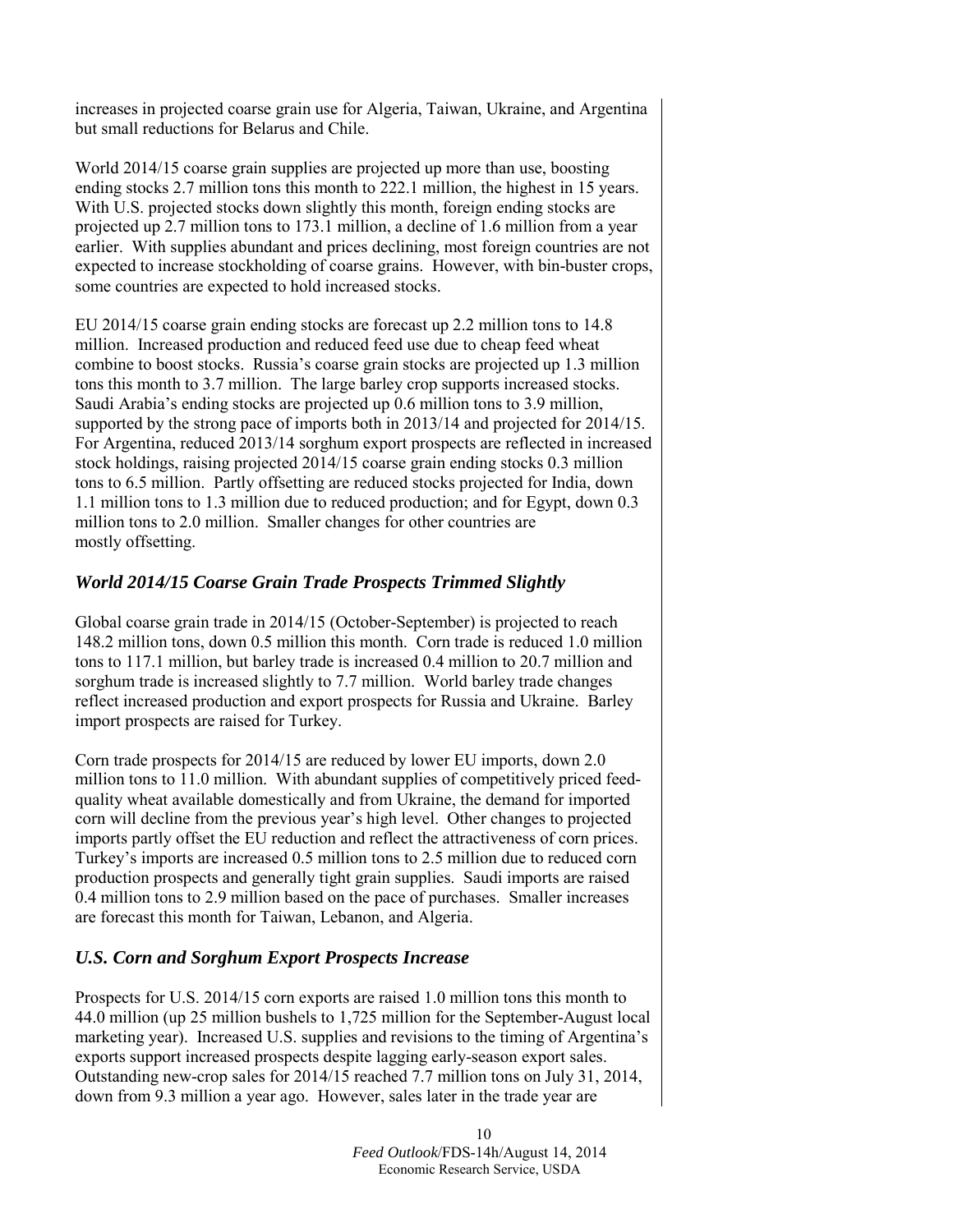increases in projected coarse grain use for Algeria, Taiwan, Ukraine, and Argentina but small reductions for Belarus and Chile.

World 2014/15 coarse grain supplies are projected up more than use, boosting ending stocks 2.7 million tons this month to 222.1 million, the highest in 15 years. With U.S. projected stocks down slightly this month, foreign ending stocks are projected up 2.7 million tons to 173.1 million, a decline of 1.6 million from a year earlier. With supplies abundant and prices declining, most foreign countries are not expected to increase stockholding of coarse grains. However, with bin-buster crops, some countries are expected to hold increased stocks.

EU 2014/15 coarse grain ending stocks are forecast up 2.2 million tons to 14.8 million. Increased production and reduced feed use due to cheap feed wheat combine to boost stocks. Russia's coarse grain stocks are projected up 1.3 million tons this month to 3.7 million. The large barley crop supports increased stocks. Saudi Arabia's ending stocks are projected up 0.6 million tons to 3.9 million, supported by the strong pace of imports both in 2013/14 and projected for 2014/15. For Argentina, reduced 2013/14 sorghum export prospects are reflected in increased stock holdings, raising projected 2014/15 coarse grain ending stocks 0.3 million tons to 6.5 million. Partly offsetting are reduced stocks projected for India, down 1.1 million tons to 1.3 million due to reduced production; and for Egypt, down 0.3 million tons to 2.0 million. Smaller changes for other countries are mostly offsetting.

## *World 2014/15 Coarse Grain Trade Prospects Trimmed Slightly*

Global coarse grain trade in 2014/15 (October-September) is projected to reach 148.2 million tons, down 0.5 million this month. Corn trade is reduced 1.0 million tons to 117.1 million, but barley trade is increased 0.4 million to 20.7 million and sorghum trade is increased slightly to 7.7 million. World barley trade changes reflect increased production and export prospects for Russia and Ukraine. Barley import prospects are raised for Turkey.

Corn trade prospects for 2014/15 are reduced by lower EU imports, down 2.0 million tons to 11.0 million. With abundant supplies of competitively priced feed-quality wheat available domestically and from Ukraine, the demand for imported corn will decline from the previous year's high level. Other changes to projected imports partly offset the EU reduction and reflect the attractiveness of corn prices. Turkey's imports are increased 0.5 million tons to 2.5 million due to reduced corn production prospects and generally tight grain supplies. Saudi imports are raised 0.4 million tons to 2.9 million based on the pace of purchases. Smaller increases are forecast this month for Taiwan, Lebanon, and Algeria.

## *U.S. Corn and Sorghum Export Prospects Increase*

Prospects for U.S. 2014/15 corn exports are raised 1.0 million tons this month to 44.0 million (up 25 million bushels to 1,725 million for the September-August local marketing year). Increased U.S. supplies and revisions to the timing of Argentina's exports support increased prospects despite lagging early-season export sales. Outstanding new-crop sales for 2014/15 reached 7.7 million tons on July 31, 2014, down from 9.3 million a year ago. However, sales later in the trade year are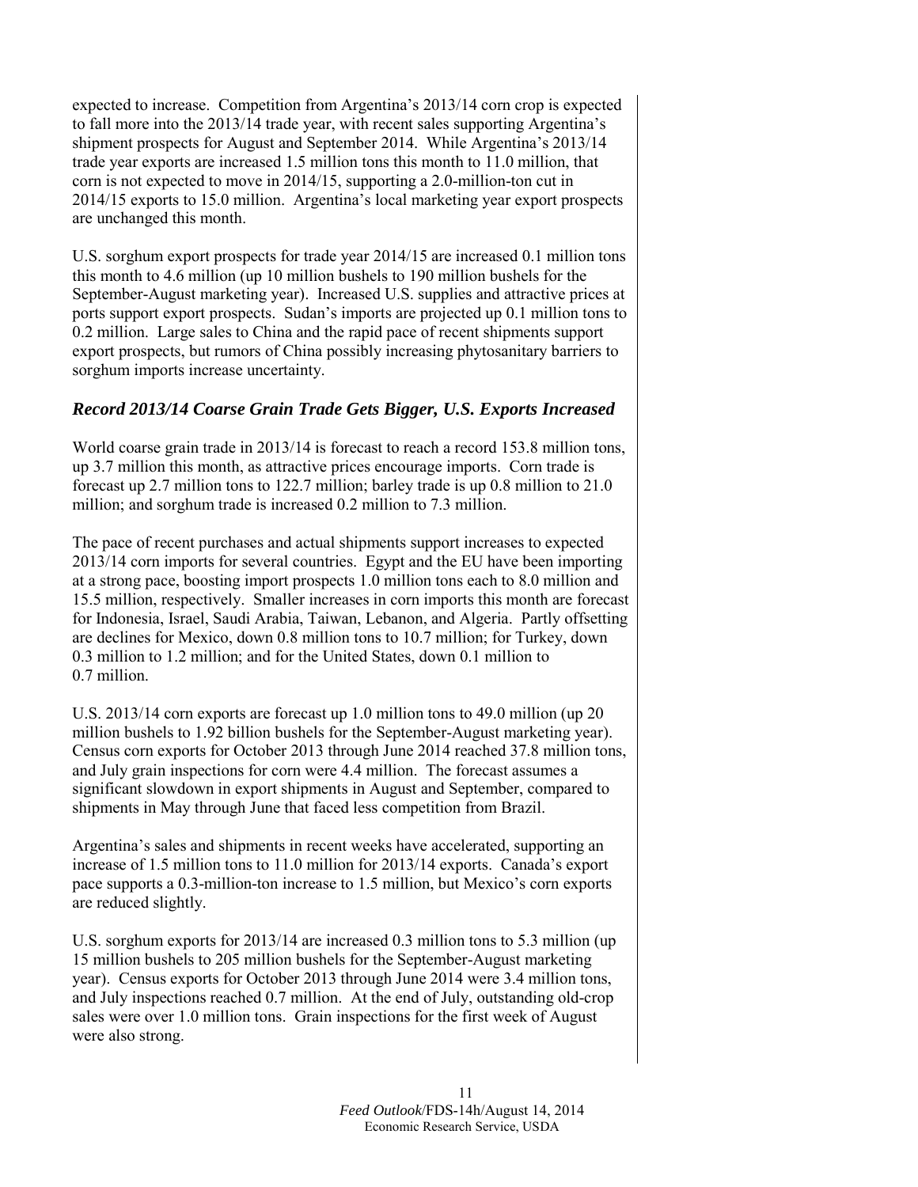expected to increase. Competition from Argentina's 2013/14 corn crop is expected to fall more into the 2013/14 trade year, with recent sales supporting Argentina's shipment prospects for August and September 2014. While Argentina's 2013/14 trade year exports are increased 1.5 million tons this month to 11.0 million, that corn is not expected to move in 2014/15, supporting a 2.0-million-ton cut in 2014/15 exports to 15.0 million. Argentina's local marketing year export prospects are unchanged this month.

U.S. sorghum export prospects for trade year 2014/15 are increased 0.1 million tons this month to 4.6 million (up 10 million bushels to 190 million bushels for the September-August marketing year). Increased U.S. supplies and attractive prices at ports support export prospects. Sudan's imports are projected up 0.1 million tons to 0.2 million. Large sales to China and the rapid pace of recent shipments support export prospects, but rumors of China possibly increasing phytosanitary barriers to sorghum imports increase uncertainty.

### *Record 2013/14 Coarse Grain Trade Gets Bigger, U.S. Exports Increased*

World coarse grain trade in 2013/14 is forecast to reach a record 153.8 million tons, up 3.7 million this month, as attractive prices encourage imports. Corn trade is forecast up 2.7 million tons to 122.7 million; barley trade is up 0.8 million to 21.0 million; and sorghum trade is increased 0.2 million to 7.3 million.

The pace of recent purchases and actual shipments support increases to expected 2013/14 corn imports for several countries. Egypt and the EU have been importing at a strong pace, boosting import prospects 1.0 million tons each to 8.0 million and 15.5 million, respectively. Smaller increases in corn imports this month are forecast for Indonesia, Israel, Saudi Arabia, Taiwan, Lebanon, and Algeria. Partly offsetting are declines for Mexico, down 0.8 million tons to 10.7 million; for Turkey, down 0.3 million to 1.2 million; and for the United States, down 0.1 million to 0.7 million.

U.S. 2013/14 corn exports are forecast up 1.0 million tons to 49.0 million (up 20 million bushels to 1.92 billion bushels for the September-August marketing year). Census corn exports for October 2013 through June 2014 reached 37.8 million tons, and July grain inspections for corn were 4.4 million. The forecast assumes a significant slowdown in export shipments in August and September, compared to shipments in May through June that faced less competition from Brazil.

Argentina's sales and shipments in recent weeks have accelerated, supporting an increase of 1.5 million tons to 11.0 million for 2013/14 exports. Canada's export pace supports a 0.3-million-ton increase to 1.5 million, but Mexico's corn exports are reduced slightly.

U.S. sorghum exports for 2013/14 are increased 0.3 million tons to 5.3 million (up 15 million bushels to 205 million bushels for the September-August marketing year). Census exports for October 2013 through June 2014 were 3.4 million tons, and July inspections reached 0.7 million. At the end of July, outstanding old-crop sales were over 1.0 million tons. Grain inspections for the first week of August were also strong.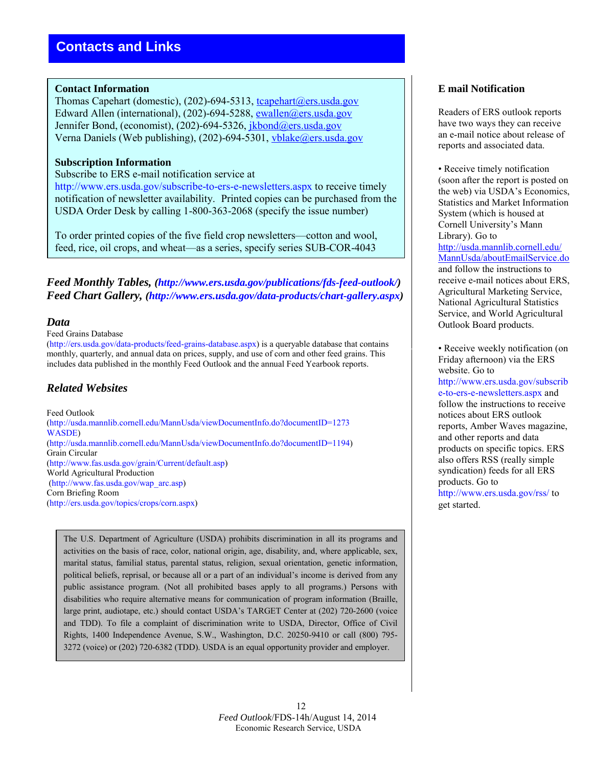## Contacts and Links

### Contact Information

Thomas Capehart (domestic), (202)-694-5313, tcapehart@ers.usda.gov
Edward Allen (international), (202)-694-5288, ewallen@ers.usda.gov
Jennifer Bond, (economist), (202)-694-5326, jkbond@ers.usda.gov
Verna Daniels (Web publishing), (202)-694-5301, vblake@ers.usda.gov

### Subscription Information

Subscribe to ERS e-mail notification service at http://www.ers.usda.gov/subscribe-to-ers-e-newsletters.aspx to receive timely notification of newsletter availability. Printed copies can be purchased from the USDA Order Desk by calling 1-800-363-2068 (specify the issue number)

To order printed copies of the five field crop newsletters—cotton and wool, feed, rice, oil crops, and wheat—as a series, specify series SUB-COR-4043

***Feed Monthly Tables, (http://www.ers.usda.gov/publications/fds-feed-outlook/)***
***Feed Chart Gallery, (http://www.ers.usda.gov/data-products/chart-gallery.aspx)***

### *Data*

Feed Grains Database
(http://ers.usda.gov/data-products/feed-grains-database.aspx) is a queryable database that contains monthly, quarterly, and annual data on prices, supply, and use of corn and other feed grains. This includes data published in the monthly Feed Outlook and the annual Feed Yearbook reports.

### *Related Websites*

Feed Outlook
(http://usda.mannlib.cornell.edu/MannUsda/viewDocumentInfo.do?documentID=1273
WASDE)
(http://usda.mannlib.cornell.edu/MannUsda/viewDocumentInfo.do?documentID=1194)
Grain Circular
(http://www.fas.usda.gov/grain/Current/default.asp)
World Agricultural Production
(http://www.fas.usda.gov/wap_arc.asp)
Corn Briefing Room
(http://ers.usda.gov/topics/crops/corn.aspx)

The U.S. Department of Agriculture (USDA) prohibits discrimination in all its programs and activities on the basis of race, color, national origin, age, disability, and, where applicable, sex, marital status, familial status, parental status, religion, sexual orientation, genetic information, political beliefs, reprisal, or because all or a part of an individual's income is derived from any public assistance program. (Not all prohibited bases apply to all programs.) Persons with disabilities who require alternative means for communication of program information (Braille, large print, audiotape, etc.) should contact USDA's TARGET Center at (202) 720-2600 (voice and TDD). To file a complaint of discrimination write to USDA, Director, Office of Civil Rights, 1400 Independence Avenue, S.W., Washington, D.C. 20250-9410 or call (800) 795-3272 (voice) or (202) 720-6382 (TDD). USDA is an equal opportunity provider and employer.

### E mail Notification

Readers of ERS outlook reports have two ways they can receive an e-mail notice about release of reports and associated data.

• Receive timely notification (soon after the report is posted on the web) via USDA's Economics, Statistics and Market Information System (which is housed at Cornell University's Mann Library). Go to http://usda.mannlib.cornell.edu/MannUsda/aboutEmailService.do and follow the instructions to receive e-mail notices about ERS, Agricultural Marketing Service, National Agricultural Statistics Service, and World Agricultural Outlook Board products.

• Receive weekly notification (on Friday afternoon) via the ERS website. Go to http://www.ers.usda.gov/subscribe-to-ers-e-newsletters.aspx and follow the instructions to receive notices about ERS outlook reports, Amber Waves magazine, and other reports and data products on specific topics. ERS also offers RSS (really simple syndication) feeds for all ERS products. Go to http://www.ers.usda.gov/rss/ to get started.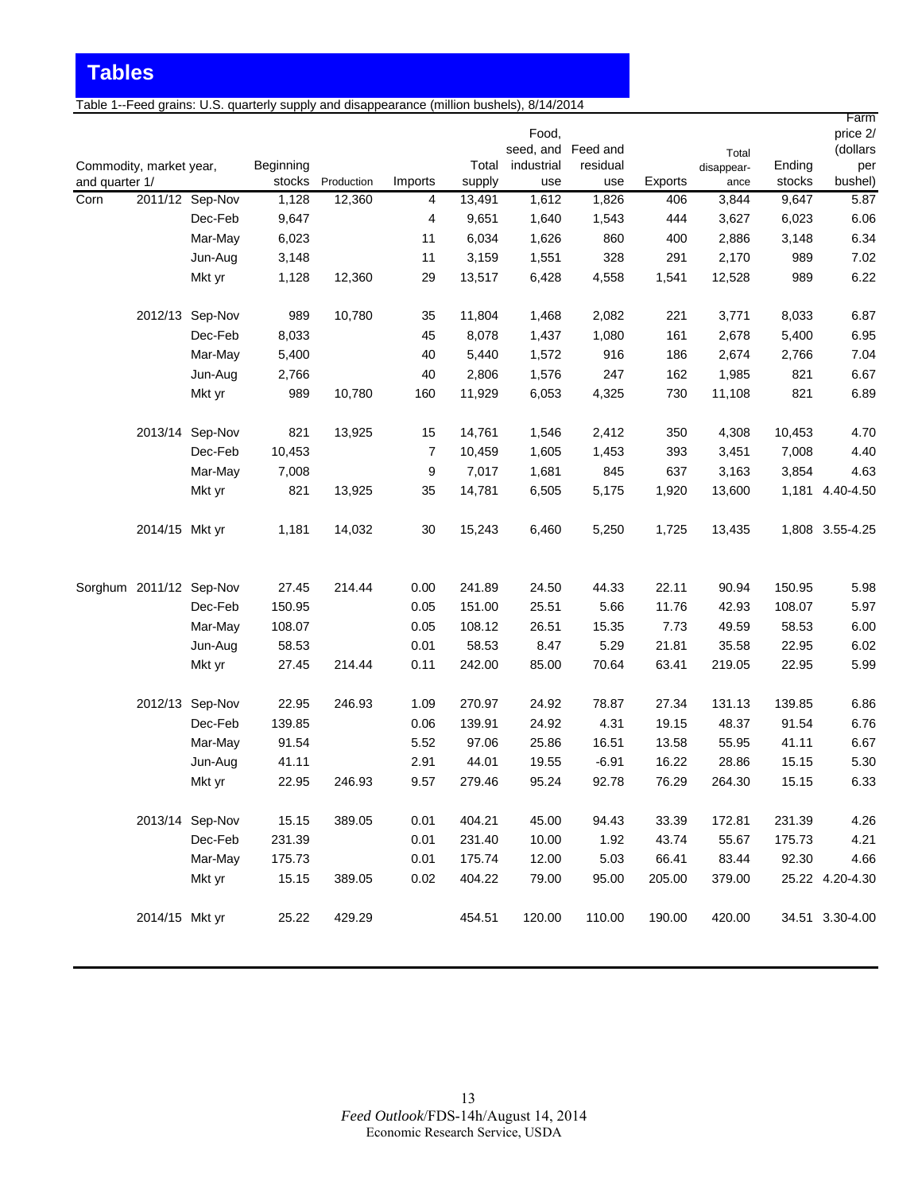# Tables

Table 1--Feed grains: U.S. quarterly supply and disappearance (million bushels), 8/14/2014

| Commodity, market year, and quarter 1/ | | | Beginning stocks | Production | Imports | Total supply | Food, seed, and industrial use | Feed and residual use | Exports | Total disappear-ance | Ending stocks | Farm price 2/ (dollars per bushel) |
|---|---|---|---|---|---|---|---|---|---|---|---|---|
| Corn | 2011/12 | Sep-Nov | 1,128 | 12,360 | 4 | 13,491 | 1,612 | 1,826 | 406 | 3,844 | 9,647 | 5.87 |
| | | Dec-Feb | 9,647 | | 4 | 9,651 | 1,640 | 1,543 | 444 | 3,627 | 6,023 | 6.06 |
| | | Mar-May | 6,023 | | 11 | 6,034 | 1,626 | 860 | 400 | 2,886 | 3,148 | 6.34 |
| | | Jun-Aug | 3,148 | | 11 | 3,159 | 1,551 | 328 | 291 | 2,170 | 989 | 7.02 |
| | | Mkt yr | 1,128 | 12,360 | 29 | 13,517 | 6,428 | 4,558 | 1,541 | 12,528 | 989 | 6.22 |
| | 2012/13 | Sep-Nov | 989 | 10,780 | 35 | 11,804 | 1,468 | 2,082 | 221 | 3,771 | 8,033 | 6.87 |
| | | Dec-Feb | 8,033 | | 45 | 8,078 | 1,437 | 1,080 | 161 | 2,678 | 5,400 | 6.95 |
| | | Mar-May | 5,400 | | 40 | 5,440 | 1,572 | 916 | 186 | 2,674 | 2,766 | 7.04 |
| | | Jun-Aug | 2,766 | | 40 | 2,806 | 1,576 | 247 | 162 | 1,985 | 821 | 6.67 |
| | | Mkt yr | 989 | 10,780 | 160 | 11,929 | 6,053 | 4,325 | 730 | 11,108 | 821 | 6.89 |
| | 2013/14 | Sep-Nov | 821 | 13,925 | 15 | 14,761 | 1,546 | 2,412 | 350 | 4,308 | 10,453 | 4.70 |
| | | Dec-Feb | 10,453 | | 7 | 10,459 | 1,605 | 1,453 | 393 | 3,451 | 7,008 | 4.40 |
| | | Mar-May | 7,008 | | 9 | 7,017 | 1,681 | 845 | 637 | 3,163 | 3,854 | 4.63 |
| | | Mkt yr | 821 | 13,925 | 35 | 14,781 | 6,505 | 5,175 | 1,920 | 13,600 | 1,181 | 4.40-4.50 |
| | 2014/15 | Mkt yr | 1,181 | 14,032 | 30 | 15,243 | 6,460 | 5,250 | 1,725 | 13,435 | 1,808 | 3.55-4.25 |
| Sorghum | 2011/12 | Sep-Nov | 27.45 | 214.44 | 0.00 | 241.89 | 24.50 | 44.33 | 22.11 | 90.94 | 150.95 | 5.98 |
| | | Dec-Feb | 150.95 | | 0.05 | 151.00 | 25.51 | 5.66 | 11.76 | 42.93 | 108.07 | 5.97 |
| | | Mar-May | 108.07 | | 0.05 | 108.12 | 26.51 | 15.35 | 7.73 | 49.59 | 58.53 | 6.00 |
| | | Jun-Aug | 58.53 | | 0.01 | 58.53 | 8.47 | 5.29 | 21.81 | 35.58 | 22.95 | 6.02 |
| | | Mkt yr | 27.45 | 214.44 | 0.11 | 242.00 | 85.00 | 70.64 | 63.41 | 219.05 | 22.95 | 5.99 |
| | 2012/13 | Sep-Nov | 22.95 | 246.93 | 1.09 | 270.97 | 24.92 | 78.87 | 27.34 | 131.13 | 139.85 | 6.86 |
| | | Dec-Feb | 139.85 | | 0.06 | 139.91 | 24.92 | 4.31 | 19.15 | 48.37 | 91.54 | 6.76 |
| | | Mar-May | 91.54 | | 5.52 | 97.06 | 25.86 | 16.51 | 13.58 | 55.95 | 41.11 | 6.67 |
| | | Jun-Aug | 41.11 | | 2.91 | 44.01 | 19.55 | -6.91 | 16.22 | 28.86 | 15.15 | 5.30 |
| | | Mkt yr | 22.95 | 246.93 | 9.57 | 279.46 | 95.24 | 92.78 | 76.29 | 264.30 | 15.15 | 6.33 |
| | 2013/14 | Sep-Nov | 15.15 | 389.05 | 0.01 | 404.21 | 45.00 | 94.43 | 33.39 | 172.81 | 231.39 | 4.26 |
| | | Dec-Feb | 231.39 | | 0.01 | 231.40 | 10.00 | 1.92 | 43.74 | 55.67 | 175.73 | 4.21 |
| | | Mar-May | 175.73 | | 0.01 | 175.74 | 12.00 | 5.03 | 66.41 | 83.44 | 92.30 | 4.66 |
| | | Mkt yr | 15.15 | 389.05 | 0.02 | 404.22 | 79.00 | 95.00 | 205.00 | 379.00 | 25.22 | 4.20-4.30 |
| | 2014/15 | Mkt yr | 25.22 | 429.29 | | 454.51 | 120.00 | 110.00 | 190.00 | 420.00 | 34.51 | 3.30-4.00 |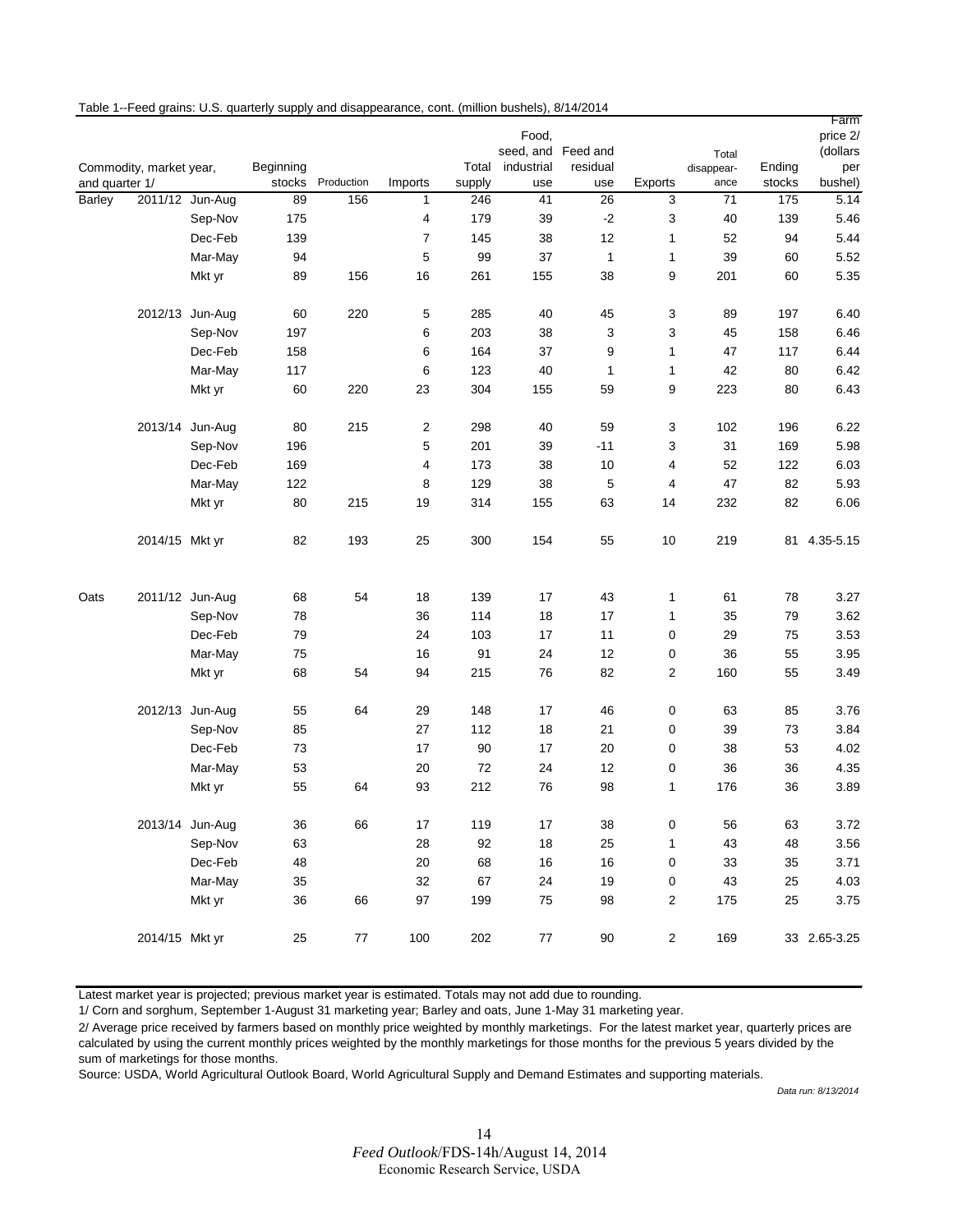Table 1--Feed grains: U.S. quarterly supply and disappearance, cont. (million bushels), 8/14/2014

| Commodity, market year, and quarter 1/ | | | Beginning stocks | Production | Imports | Total supply | Food, seed, and industrial use | Feed and residual use | Exports | Total disappear-ance | Ending stocks | Farm price 2/ (dollars per bushel) |
|---|---|---|---|---|---|---|---|---|---|---|---|---|
| Barley | 2011/12 | Jun-Aug | 89 | 156 | 1 | 246 | 41 | 26 | 3 | 71 | 175 | 5.14 |
| | | Sep-Nov | 175 | | 4 | 179 | 39 | -2 | 3 | 40 | 139 | 5.46 |
| | | Dec-Feb | 139 | | 7 | 145 | 38 | 12 | 1 | 52 | 94 | 5.44 |
| | | Mar-May | 94 | | 5 | 99 | 37 | 1 | 1 | 39 | 60 | 5.52 |
| | | Mkt yr | 89 | 156 | 16 | 261 | 155 | 38 | 9 | 201 | 60 | 5.35 |
| | 2012/13 | Jun-Aug | 60 | 220 | 5 | 285 | 40 | 45 | 3 | 89 | 197 | 6.40 |
| | | Sep-Nov | 197 | | 6 | 203 | 38 | 3 | 3 | 45 | 158 | 6.46 |
| | | Dec-Feb | 158 | | 6 | 164 | 37 | 9 | 1 | 47 | 117 | 6.44 |
| | | Mar-May | 117 | | 6 | 123 | 40 | 1 | 1 | 42 | 80 | 6.42 |
| | | Mkt yr | 60 | 220 | 23 | 304 | 155 | 59 | 9 | 223 | 80 | 6.43 |
| | 2013/14 | Jun-Aug | 80 | 215 | 2 | 298 | 40 | 59 | 3 | 102 | 196 | 6.22 |
| | | Sep-Nov | 196 | | 5 | 201 | 39 | -11 | 3 | 31 | 169 | 5.98 |
| | | Dec-Feb | 169 | | 4 | 173 | 38 | 10 | 4 | 52 | 122 | 6.03 |
| | | Mar-May | 122 | | 8 | 129 | 38 | 5 | 4 | 47 | 82 | 5.93 |
| | | Mkt yr | 80 | 215 | 19 | 314 | 155 | 63 | 14 | 232 | 82 | 6.06 |
| | 2014/15 | Mkt yr | 82 | 193 | 25 | 300 | 154 | 55 | 10 | 219 | 81 | 4.35-5.15 |
| Oats | 2011/12 | Jun-Aug | 68 | 54 | 18 | 139 | 17 | 43 | 1 | 61 | 78 | 3.27 |
| | | Sep-Nov | 78 | | 36 | 114 | 18 | 17 | 1 | 35 | 79 | 3.62 |
| | | Dec-Feb | 79 | | 24 | 103 | 17 | 11 | 0 | 29 | 75 | 3.53 |
| | | Mar-May | 75 | | 16 | 91 | 24 | 12 | 0 | 36 | 55 | 3.95 |
| | | Mkt yr | 68 | 54 | 94 | 215 | 76 | 82 | 2 | 160 | 55 | 3.49 |
| | 2012/13 | Jun-Aug | 55 | 64 | 29 | 148 | 17 | 46 | 0 | 63 | 85 | 3.76 |
| | | Sep-Nov | 85 | | 27 | 112 | 18 | 21 | 0 | 39 | 73 | 3.84 |
| | | Dec-Feb | 73 | | 17 | 90 | 17 | 20 | 0 | 38 | 53 | 4.02 |
| | | Mar-May | 53 | | 20 | 72 | 24 | 12 | 0 | 36 | 36 | 4.35 |
| | | Mkt yr | 55 | 64 | 93 | 212 | 76 | 98 | 1 | 176 | 36 | 3.89 |
| | 2013/14 | Jun-Aug | 36 | 66 | 17 | 119 | 17 | 38 | 0 | 56 | 63 | 3.72 |
| | | Sep-Nov | 63 | | 28 | 92 | 18 | 25 | 1 | 43 | 48 | 3.56 |
| | | Dec-Feb | 48 | | 20 | 68 | 16 | 16 | 0 | 33 | 35 | 3.71 |
| | | Mar-May | 35 | | 32 | 67 | 24 | 19 | 0 | 43 | 25 | 4.03 |
| | | Mkt yr | 36 | 66 | 97 | 199 | 75 | 98 | 2 | 175 | 25 | 3.75 |
| | 2014/15 | Mkt yr | 25 | 77 | 100 | 202 | 77 | 90 | 2 | 169 | 33 | 2.65-3.25 |

Latest market year is projected; previous market year is estimated. Totals may not add due to rounding.

1/ Corn and sorghum, September 1-August 31 marketing year; Barley and oats, June 1-May 31 marketing year.

2/ Average price received by farmers based on monthly price weighted by monthly marketings. For the latest market year, quarterly prices are calculated by using the current monthly prices weighted by the monthly marketings for those months for the previous 5 years divided by the sum of marketings for those months.

Source: USDA, World Agricultural Outlook Board, World Agricultural Supply and Demand Estimates and supporting materials.

*Data run: 8/13/2014*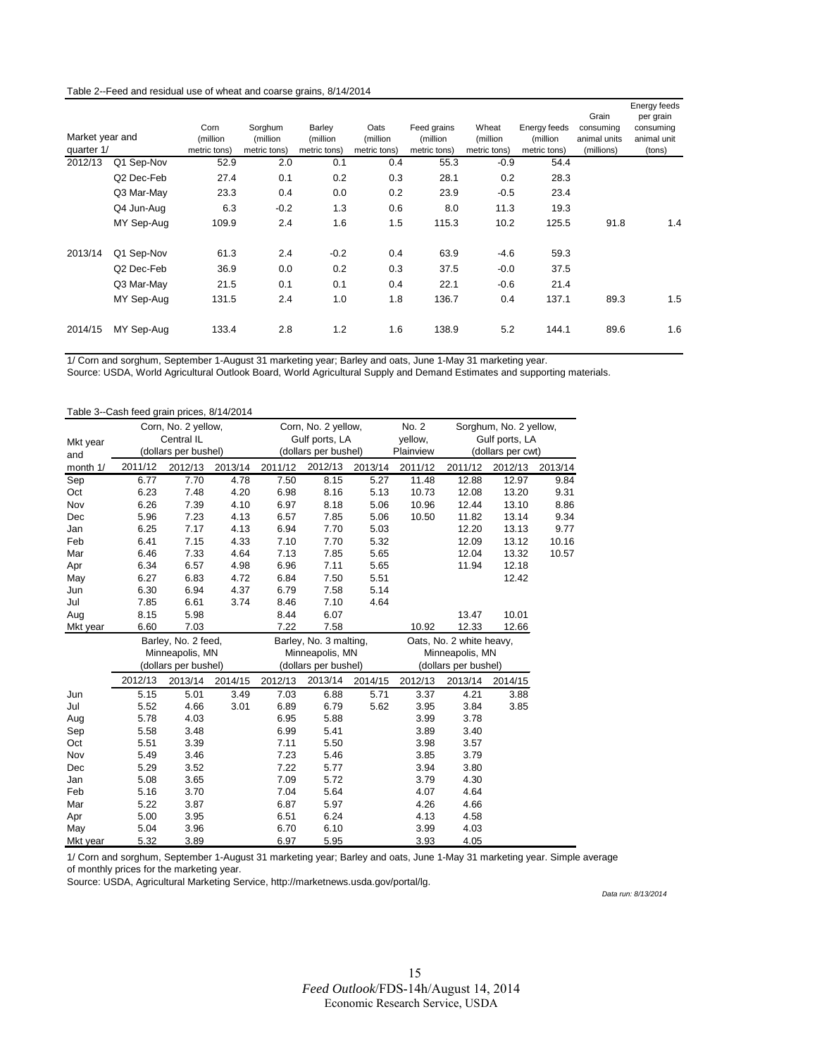Table 2--Feed and residual use of wheat and coarse grains, 8/14/2014

| Market year and quarter 1/ | | Corn (million metric tons) | Sorghum (million metric tons) | Barley (million metric tons) | Oats (million metric tons) | Feed grains (million metric tons) | Wheat (million metric tons) | Energy feeds (million metric tons) | Grain consuming animal units (millions) | Energy feeds per grain consuming animal unit (tons) |
|---|---|---|---|---|---|---|---|---|---|---|
| 2012/13 | Q1 Sep-Nov | 52.9 | 2.0 | 0.1 | 0.4 | 55.3 | -0.9 | 54.4 | | |
| | Q2 Dec-Feb | 27.4 | 0.1 | 0.2 | 0.3 | 28.1 | 0.2 | 28.3 | | |
| | Q3 Mar-May | 23.3 | 0.4 | 0.0 | 0.2 | 23.9 | -0.5 | 23.4 | | |
| | Q4 Jun-Aug | 6.3 | -0.2 | 1.3 | 0.6 | 8.0 | 11.3 | 19.3 | | |
| | MY Sep-Aug | 109.9 | 2.4 | 1.6 | 1.5 | 115.3 | 10.2 | 125.5 | 91.8 | 1.4 |
| 2013/14 | Q1 Sep-Nov | 61.3 | 2.4 | -0.2 | 0.4 | 63.9 | -4.6 | 59.3 | | |
| | Q2 Dec-Feb | 36.9 | 0.0 | 0.2 | 0.3 | 37.5 | -0.0 | 37.5 | | |
| | Q3 Mar-May | 21.5 | 0.1 | 0.1 | 0.4 | 22.1 | -0.6 | 21.4 | | |
| | MY Sep-Aug | 131.5 | 2.4 | 1.0 | 1.8 | 136.7 | 0.4 | 137.1 | 89.3 | 1.5 |
| 2014/15 | MY Sep-Aug | 133.4 | 2.8 | 1.2 | 1.6 | 138.9 | 5.2 | 144.1 | 89.6 | 1.6 |

1/ Corn and sorghum, September 1-August 31 marketing year; Barley and oats, June 1-May 31 marketing year.
Source: USDA, World Agricultural Outlook Board, World Agricultural Supply and Demand Estimates and supporting materials.

Table 3--Cash feed grain prices, 8/14/2014

| Mkt year and month 1/ | Corn, No. 2 yellow, Central IL (dollars per bushel) | | | Corn, No. 2 yellow, Gulf ports, LA (dollars per bushel) | | | No. 2 yellow, Plainview | Sorghum, No. 2 yellow, Gulf ports, LA (dollars per cwt) | | |
|---|---|---|---|---|---|---|---|---|---|---|
| | 2011/12 | 2012/13 | 2013/14 | 2011/12 | 2012/13 | 2013/14 | 2011/12 | 2011/12 | 2012/13 | 2013/14 |
| Sep | 6.77 | 7.70 | 4.78 | 7.50 | 8.15 | 5.27 | 11.48 | 12.88 | 12.97 | 9.84 |
| Oct | 6.23 | 7.48 | 4.20 | 6.98 | 8.16 | 5.13 | 10.73 | 12.08 | 13.20 | 9.31 |
| Nov | 6.26 | 7.39 | 4.10 | 6.97 | 8.18 | 5.06 | 10.96 | 12.44 | 13.10 | 8.86 |
| Dec | 5.96 | 7.23 | 4.13 | 6.57 | 7.85 | 5.06 | 10.50 | 11.82 | 13.14 | 9.34 |
| Jan | 6.25 | 7.17 | 4.13 | 6.94 | 7.70 | 5.03 | | 12.20 | 13.13 | 9.77 |
| Feb | 6.41 | 7.15 | 4.33 | 7.10 | 7.70 | 5.32 | | 12.09 | 13.12 | 10.16 |
| Mar | 6.46 | 7.33 | 4.64 | 7.13 | 7.85 | 5.65 | | 12.04 | 13.32 | 10.57 |
| Apr | 6.34 | 6.57 | 4.98 | 6.96 | 7.11 | 5.65 | | 11.94 | 12.18 | |
| May | 6.27 | 6.83 | 4.72 | 6.84 | 7.50 | 5.51 | | | 12.42 | |
| Jun | 6.30 | 6.94 | 4.37 | 6.79 | 7.58 | 5.14 | | | | |
| Jul | 7.85 | 6.61 | 3.74 | 8.46 | 7.10 | 4.64 | | | | |
| Aug | 8.15 | 5.98 | | 8.44 | 6.07 | | | 13.47 | 10.01 | |
| Mkt year | 6.60 | 7.03 | | 7.22 | 7.58 | | 10.92 | 12.33 | 12.66 | |

| | Barley, No. 2 feed, Minneapolis, MN (dollars per bushel) | | | Barley, No. 3 malting, Minneapolis, MN (dollars per bushel) | | | Oats, No. 2 white heavy, Minneapolis, MN (dollars per bushel) | | |
|---|---|---|---|---|---|---|---|---|---|
| | 2012/13 | 2013/14 | 2014/15 | 2012/13 | 2013/14 | 2014/15 | 2012/13 | 2013/14 | 2014/15 |
| Jun | 5.15 | 5.01 | 3.49 | 7.03 | 6.88 | 5.71 | 3.37 | 4.21 | 3.88 |
| Jul | 5.52 | 4.66 | 3.01 | 6.89 | 6.79 | 5.62 | 3.95 | 3.84 | 3.85 |
| Aug | 5.78 | 4.03 | | 6.95 | 5.88 | | 3.99 | 3.78 | |
| Sep | 5.58 | 3.48 | | 6.99 | 5.41 | | 3.89 | 3.40 | |
| Oct | 5.51 | 3.39 | | 7.11 | 5.50 | | 3.98 | 3.57 | |
| Nov | 5.49 | 3.46 | | 7.23 | 5.46 | | 3.85 | 3.79 | |
| Dec | 5.29 | 3.52 | | 7.22 | 5.77 | | 3.94 | 3.80 | |
| Jan | 5.08 | 3.65 | | 7.09 | 5.72 | | 3.79 | 4.30 | |
| Feb | 5.16 | 3.70 | | 7.04 | 5.64 | | 4.07 | 4.64 | |
| Mar | 5.22 | 3.87 | | 6.87 | 5.97 | | 4.26 | 4.66 | |
| Apr | 5.00 | 3.95 | | 6.51 | 6.24 | | 4.13 | 4.58 | |
| May | 5.04 | 3.96 | | 6.70 | 6.10 | | 3.99 | 4.03 | |
| Mkt year | 5.32 | 3.89 | | 6.97 | 5.95 | | 3.93 | 4.05 | |

1/ Corn and sorghum, September 1-August 31 marketing year; Barley and oats, June 1-May 31 marketing year. Simple average of monthly prices for the marketing year.
Source: USDA, Agricultural Marketing Service, http://marketnews.usda.gov/portal/lg.

*Data run: 8/13/2014*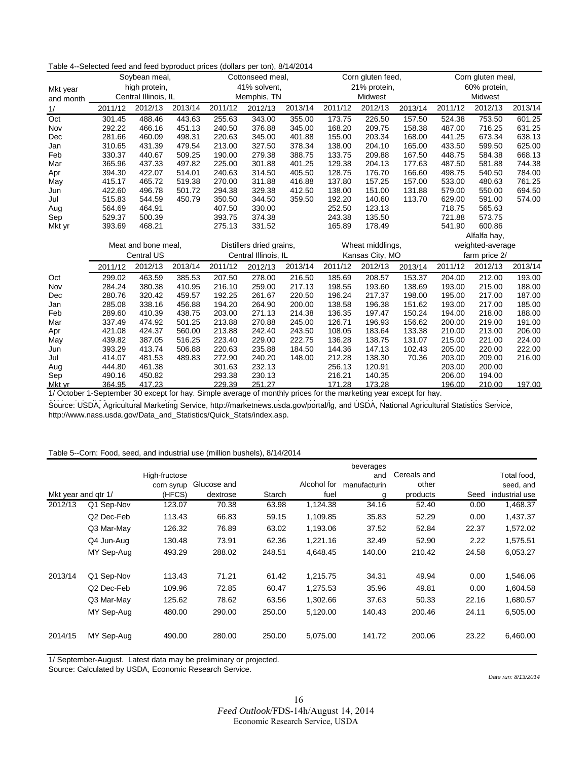Table 4--Selected feed and feed byproduct prices (dollars per ton), 8/14/2014

| Mkt year and month 1/ | Soybean meal, high protein, Central Illinois, IL | | | Cottonseed meal, 41% solvent, Memphis, TN | | | Corn gluten feed, 21% protein, Midwest | | | Corn gluten meal, 60% protein, Midwest | | |
|---|---|---|---|---|---|---|---|---|---|---|---|---|
| | 2011/12 | 2012/13 | 2013/14 | 2011/12 | 2012/13 | 2013/14 | 2011/12 | 2012/13 | 2013/14 | 2011/12 | 2012/13 | 2013/14 |
| Oct | 301.45 | 488.46 | 443.63 | 255.63 | 343.00 | 355.00 | 173.75 | 226.50 | 157.50 | 524.38 | 753.50 | 601.25 |
| Nov | 292.22 | 466.16 | 451.13 | 240.50 | 376.88 | 345.00 | 168.20 | 209.75 | 158.38 | 487.00 | 716.25 | 631.25 |
| Dec | 281.66 | 460.09 | 498.31 | 220.63 | 345.00 | 401.88 | 155.00 | 203.34 | 168.00 | 441.25 | 673.34 | 638.13 |
| Jan | 310.65 | 431.39 | 479.54 | 213.00 | 327.50 | 378.34 | 138.00 | 204.10 | 165.00 | 433.50 | 599.50 | 625.00 |
| Feb | 330.37 | 440.67 | 509.25 | 190.00 | 279.38 | 388.75 | 133.75 | 209.88 | 167.50 | 448.75 | 584.38 | 668.13 |
| Mar | 365.96 | 437.33 | 497.82 | 225.00 | 301.88 | 401.25 | 129.38 | 204.13 | 177.63 | 487.50 | 581.88 | 744.38 |
| Apr | 394.30 | 422.07 | 514.01 | 240.63 | 314.50 | 405.50 | 128.75 | 176.70 | 166.60 | 498.75 | 540.50 | 784.00 |
| May | 415.17 | 465.72 | 519.38 | 270.00 | 311.88 | 416.88 | 137.80 | 157.25 | 157.00 | 533.00 | 480.63 | 761.25 |
| Jun | 422.60 | 496.78 | 501.72 | 294.38 | 329.38 | 412.50 | 138.00 | 151.00 | 131.88 | 579.00 | 550.00 | 694.50 |
| Jul | 515.83 | 544.59 | 450.79 | 350.50 | 344.50 | 359.50 | 192.20 | 140.60 | 113.70 | 629.00 | 591.00 | 574.00 |
| Aug | 564.69 | 464.91 | | 407.50 | 330.00 | | 252.50 | 123.13 | | 718.75 | 565.63 | |
| Sep | 529.37 | 500.39 | | 393.75 | 374.38 | | 243.38 | 135.50 | | 721.88 | 573.75 | |
| Mkt yr | 393.69 | 468.21 | | 275.13 | 331.52 | | 165.89 | 178.49 | | 541.90 | 600.86 | |

| | Meat and bone meal, Central US | | | Distillers dried grains, Central Illinois, IL | | | Wheat middlings, Kansas City, MO | | | Alfalfa hay, weighted-average farm price 2/ | | |
|---|---|---|---|---|---|---|---|---|---|---|---|---|
| | 2011/12 | 2012/13 | 2013/14 | 2011/12 | 2012/13 | 2013/14 | 2011/12 | 2012/13 | 2013/14 | 2011/12 | 2012/13 | 2013/14 |
| Oct | 299.02 | 463.59 | 385.53 | 207.50 | 278.00 | 216.50 | 185.69 | 208.57 | 153.37 | 204.00 | 212.00 | 193.00 |
| Nov | 284.24 | 380.38 | 410.95 | 216.10 | 259.00 | 217.13 | 198.55 | 193.60 | 138.69 | 193.00 | 215.00 | 188.00 |
| Dec | 280.76 | 320.42 | 459.57 | 192.25 | 261.67 | 220.50 | 196.24 | 217.37 | 198.00 | 195.00 | 217.00 | 187.00 |
| Jan | 285.08 | 338.16 | 456.88 | 194.20 | 264.90 | 200.00 | 138.58 | 196.38 | 151.62 | 193.00 | 217.00 | 185.00 |
| Feb | 289.60 | 410.39 | 438.75 | 203.00 | 271.13 | 214.38 | 136.35 | 197.47 | 150.24 | 194.00 | 218.00 | 188.00 |
| Mar | 337.49 | 474.92 | 501.25 | 213.88 | 270.88 | 245.00 | 126.71 | 196.93 | 156.62 | 200.00 | 219.00 | 191.00 |
| Apr | 421.08 | 424.37 | 560.00 | 213.88 | 242.40 | 243.50 | 108.05 | 183.64 | 133.38 | 210.00 | 213.00 | 206.00 |
| May | 439.82 | 387.05 | 516.25 | 223.40 | 229.00 | 222.75 | 136.28 | 138.75 | 131.07 | 215.00 | 221.00 | 224.00 |
| Jun | 393.29 | 413.74 | 506.88 | 220.63 | 235.88 | 184.50 | 144.36 | 147.13 | 102.43 | 205.00 | 220.00 | 222.00 |
| Jul | 414.07 | 481.53 | 489.83 | 272.90 | 240.20 | 148.00 | 212.28 | 138.30 | 70.36 | 203.00 | 209.00 | 216.00 |
| Aug | 444.80 | 461.38 | | 301.63 | 232.13 | | 256.13 | 120.91 | | 203.00 | 200.00 | |
| Sep | 490.16 | 450.82 | | 293.38 | 230.13 | | 216.21 | 140.35 | | 206.00 | 194.00 | |
| Mkt yr | 364.95 | 417.23 | | 229.39 | 251.27 | | 171.28 | 173.28 | | 196.00 | 210.00 | 197.00 |

1/ October 1-September 30 except for hay. Simple average of monthly prices for the marketing year except for hay.

Source: USDA, Agricultural Marketing Service, http://marketnews.usda.gov/portal/lg, and USDA, National Agricultural Statistics Service, http://www.nass.usda.gov/Data_and_Statistics/Quick_Stats/index.asp.

Table 5--Corn: Food, seed, and industrial use (million bushels), 8/14/2014

| Mkt year and qtr 1/ | | High-fructose corn syrup (HFCS) | Glucose and dextrose | Starch | Alcohol for fuel | beverages and manufacturing | Cereals and other products | Seed | Total food, seed, and industrial use |
|---|---|---|---|---|---|---|---|---|---|
| 2012/13 | Q1 Sep-Nov | 123.07 | 70.38 | 63.98 | 1,124.38 | 34.16 | 52.40 | 0.00 | 1,468.37 |
| | Q2 Dec-Feb | 113.43 | 66.83 | 59.15 | 1,109.85 | 35.83 | 52.29 | 0.00 | 1,437.37 |
| | Q3 Mar-May | 126.32 | 76.89 | 63.02 | 1,193.06 | 37.52 | 52.84 | 22.37 | 1,572.02 |
| | Q4 Jun-Aug | 130.48 | 73.91 | 62.36 | 1,221.16 | 32.49 | 52.90 | 2.22 | 1,575.51 |
| | MY Sep-Aug | 493.29 | 288.02 | 248.51 | 4,648.45 | 140.00 | 210.42 | 24.58 | 6,053.27 |
| 2013/14 | Q1 Sep-Nov | 113.43 | 71.21 | 61.42 | 1,215.75 | 34.31 | 49.94 | 0.00 | 1,546.06 |
| | Q2 Dec-Feb | 109.96 | 72.85 | 60.47 | 1,275.53 | 35.96 | 49.81 | 0.00 | 1,604.58 |
| | Q3 Mar-May | 125.62 | 78.62 | 63.56 | 1,302.66 | 37.63 | 50.33 | 22.16 | 1,680.57 |
| | MY Sep-Aug | 480.00 | 290.00 | 250.00 | 5,120.00 | 140.43 | 200.46 | 24.11 | 6,505.00 |
| 2014/15 | MY Sep-Aug | 490.00 | 280.00 | 250.00 | 5,075.00 | 141.72 | 200.06 | 23.22 | 6,460.00 |

1/ September-August. Latest data may be preliminary or projected.

Source: Calculated by USDA, Economic Research Service.

Date run: 8/13/2014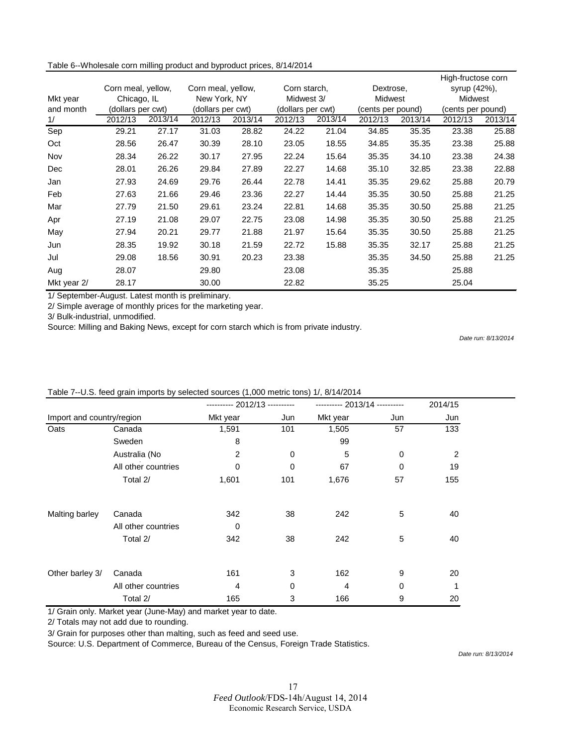Table 6--Wholesale corn milling product and byproduct prices, 8/14/2014

| Mkt year and month 1/ | Corn meal, yellow, Chicago, IL (dollars per cwt) | | Corn meal, yellow, New York, NY (dollars per cwt) | | Corn starch, Midwest 3/ (dollars per cwt) | | Dextrose, Midwest (cents per pound) | | High-fructose corn syrup (42%), Midwest (cents per pound) | |
|---|---|---|---|---|---|---|---|---|---|---|
| | 2012/13 | 2013/14 | 2012/13 | 2013/14 | 2012/13 | 2013/14 | 2012/13 | 2013/14 | 2012/13 | 2013/14 |
| Sep | 29.21 | 27.17 | 31.03 | 28.82 | 24.22 | 21.04 | 34.85 | 35.35 | 23.38 | 25.88 |
| Oct | 28.56 | 26.47 | 30.39 | 28.10 | 23.05 | 18.55 | 34.85 | 35.35 | 23.38 | 25.88 |
| Nov | 28.34 | 26.22 | 30.17 | 27.95 | 22.24 | 15.64 | 35.35 | 34.10 | 23.38 | 24.38 |
| Dec | 28.01 | 26.26 | 29.84 | 27.89 | 22.27 | 14.68 | 35.10 | 32.85 | 23.38 | 22.88 |
| Jan | 27.93 | 24.69 | 29.76 | 26.44 | 22.78 | 14.41 | 35.35 | 29.62 | 25.88 | 20.79 |
| Feb | 27.63 | 21.66 | 29.46 | 23.36 | 22.27 | 14.44 | 35.35 | 30.50 | 25.88 | 21.25 |
| Mar | 27.79 | 21.50 | 29.61 | 23.24 | 22.81 | 14.68 | 35.35 | 30.50 | 25.88 | 21.25 |
| Apr | 27.19 | 21.08 | 29.07 | 22.75 | 23.08 | 14.98 | 35.35 | 30.50 | 25.88 | 21.25 |
| May | 27.94 | 20.21 | 29.77 | 21.88 | 21.97 | 15.64 | 35.35 | 30.50 | 25.88 | 21.25 |
| Jun | 28.35 | 19.92 | 30.18 | 21.59 | 22.72 | 15.88 | 35.35 | 32.17 | 25.88 | 21.25 |
| Jul | 29.08 | 18.56 | 30.91 | 20.23 | 23.38 | | 35.35 | 34.50 | 25.88 | 21.25 |
| Aug | 28.07 | | 29.80 | | 23.08 | | 35.35 | | 25.88 | |
| Mkt year 2/ | 28.17 | | 30.00 | | 22.82 | | 35.25 | | 25.04 | |

1/ September-August. Latest month is preliminary.

2/ Simple average of monthly prices for the marketing year.

3/ Bulk-industrial, unmodified.

Source: Milling and Baking News, except for corn starch which is from private industry.

*Date run: 8/13/2014*

Table 7--U.S. feed grain imports by selected sources (1,000 metric tons) 1/, 8/14/2014

| Import and country/region | | 2012/13 Mkt year | 2012/13 Jun | 2013/14 Mkt year | 2013/14 Jun | 2014/15 Jun |
|---|---|---|---|---|---|---|
| Oats | Canada | 1,591 | 101 | 1,505 | 57 | 133 |
| | Sweden | 8 | | 99 | | |
| | Australia (No | 2 | 0 | 5 | 0 | 2 |
| | All other countries | 0 | 0 | 67 | 0 | 19 |
| | Total 2/ | 1,601 | 101 | 1,676 | 57 | 155 |
| Malting barley | Canada | 342 | 38 | 242 | 5 | 40 |
| | All other countries | 0 | | | | |
| | Total 2/ | 342 | 38 | 242 | 5 | 40 |
| Other barley 3/ | Canada | 161 | 3 | 162 | 9 | 20 |
| | All other countries | 4 | 0 | 4 | 0 | 1 |
| | Total 2/ | 165 | 3 | 166 | 9 | 20 |

1/ Grain only. Market year (June-May) and market year to date.

2/ Totals may not add due to rounding.

3/ Grain for purposes other than malting, such as feed and seed use.

Source: U.S. Department of Commerce, Bureau of the Census, Foreign Trade Statistics.

*Date run: 8/13/2014*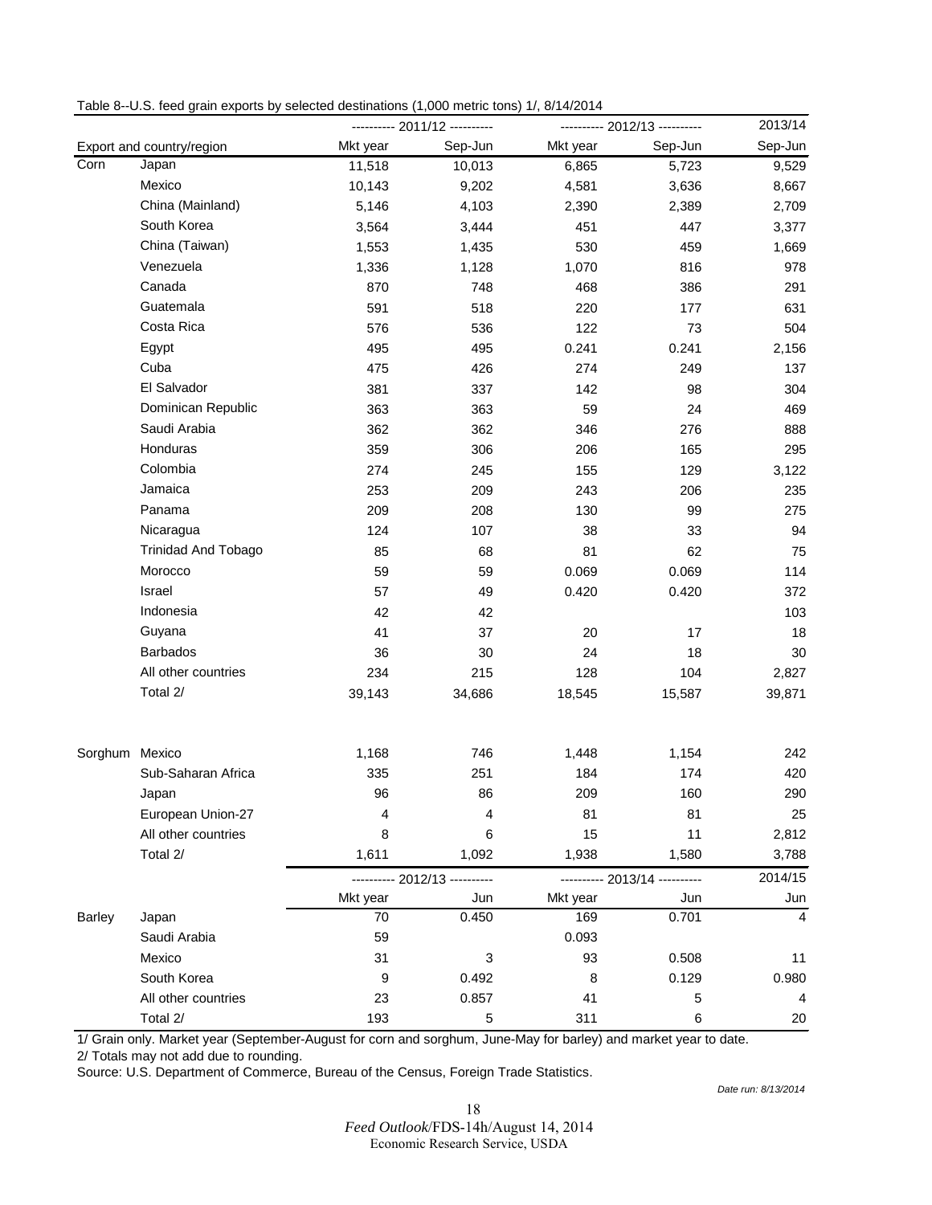Table 8--U.S. feed grain exports by selected destinations (1,000 metric tons) 1/, 8/14/2014

| | | ---------- 2011/12 ---------- | | ---------- 2012/13 ---------- | | 2013/14 |
|---|---|---|---|---|---|---|
| Export and country/region | | Mkt year | Sep-Jun | Mkt year | Sep-Jun | Sep-Jun |
| Corn | Japan | 11,518 | 10,013 | 6,865 | 5,723 | 9,529 |
| | Mexico | 10,143 | 9,202 | 4,581 | 3,636 | 8,667 |
| | China (Mainland) | 5,146 | 4,103 | 2,390 | 2,389 | 2,709 |
| | South Korea | 3,564 | 3,444 | 451 | 447 | 3,377 |
| | China (Taiwan) | 1,553 | 1,435 | 530 | 459 | 1,669 |
| | Venezuela | 1,336 | 1,128 | 1,070 | 816 | 978 |
| | Canada | 870 | 748 | 468 | 386 | 291 |
| | Guatemala | 591 | 518 | 220 | 177 | 631 |
| | Costa Rica | 576 | 536 | 122 | 73 | 504 |
| | Egypt | 495 | 495 | 0.241 | 0.241 | 2,156 |
| | Cuba | 475 | 426 | 274 | 249 | 137 |
| | El Salvador | 381 | 337 | 142 | 98 | 304 |
| | Dominican Republic | 363 | 363 | 59 | 24 | 469 |
| | Saudi Arabia | 362 | 362 | 346 | 276 | 888 |
| | Honduras | 359 | 306 | 206 | 165 | 295 |
| | Colombia | 274 | 245 | 155 | 129 | 3,122 |
| | Jamaica | 253 | 209 | 243 | 206 | 235 |
| | Panama | 209 | 208 | 130 | 99 | 275 |
| | Nicaragua | 124 | 107 | 38 | 33 | 94 |
| | Trinidad And Tobago | 85 | 68 | 81 | 62 | 75 |
| | Morocco | 59 | 59 | 0.069 | 0.069 | 114 |
| | Israel | 57 | 49 | 0.420 | 0.420 | 372 |
| | Indonesia | 42 | 42 | | | 103 |
| | Guyana | 41 | 37 | 20 | 17 | 18 |
| | Barbados | 36 | 30 | 24 | 18 | 30 |
| | All other countries | 234 | 215 | 128 | 104 | 2,827 |
| | Total 2/ | 39,143 | 34,686 | 18,545 | 15,587 | 39,871 |
| | | | | | | |
| Sorghum | Mexico | 1,168 | 746 | 1,448 | 1,154 | 242 |
| | Sub-Saharan Africa | 335 | 251 | 184 | 174 | 420 |
| | Japan | 96 | 86 | 209 | 160 | 290 |
| | European Union-27 | 4 | 4 | 81 | 81 | 25 |
| | All other countries | 8 | 6 | 15 | 11 | 2,812 |
| | Total 2/ | 1,611 | 1,092 | 1,938 | 1,580 | 3,788 |
| | | ---------- 2012/13 ---------- | | ---------- 2013/14 ---------- | | 2014/15 |
| | | Mkt year | Jun | Mkt year | Jun | Jun |
| Barley | Japan | 70 | 0.450 | 169 | 0.701 | 4 |
| | Saudi Arabia | 59 | | 0.093 | | |
| | Mexico | 31 | 3 | 93 | 0.508 | 11 |
| | South Korea | 9 | 0.492 | 8 | 0.129 | 0.980 |
| | All other countries | 23 | 0.857 | 41 | 5 | 4 |
| | Total 2/ | 193 | 5 | 311 | 6 | 20 |

1/ Grain only. Market year (September-August for corn and sorghum, June-May for barley) and market year to date.

2/ Totals may not add due to rounding.

Source: U.S. Department of Commerce, Bureau of the Census, Foreign Trade Statistics.

*Date run: 8/13/2014*